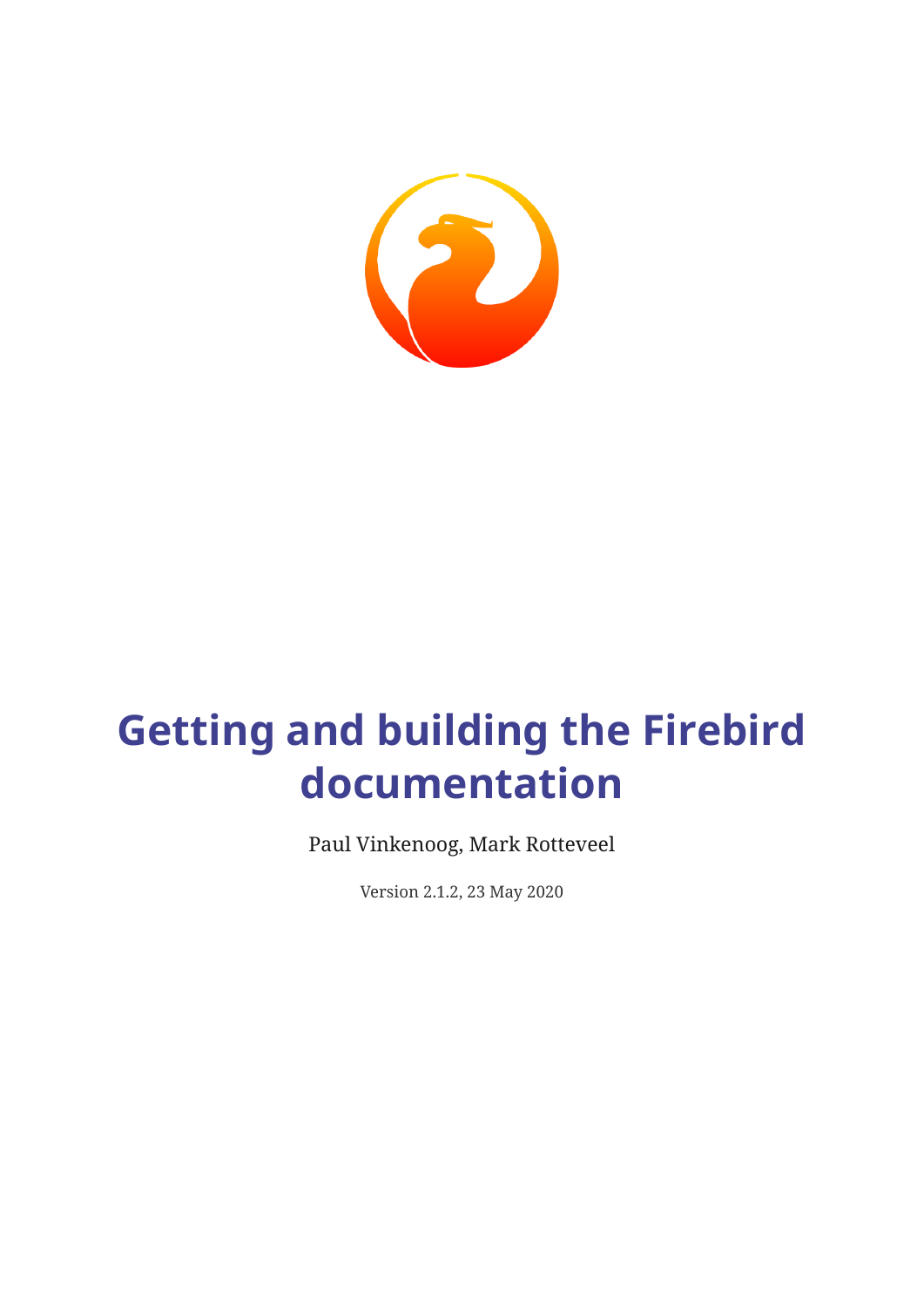# Getting and building the Firebird documentation

Paul Vinkenoog, Mark Rotteveel

Version 2.1.2, 23 May 2020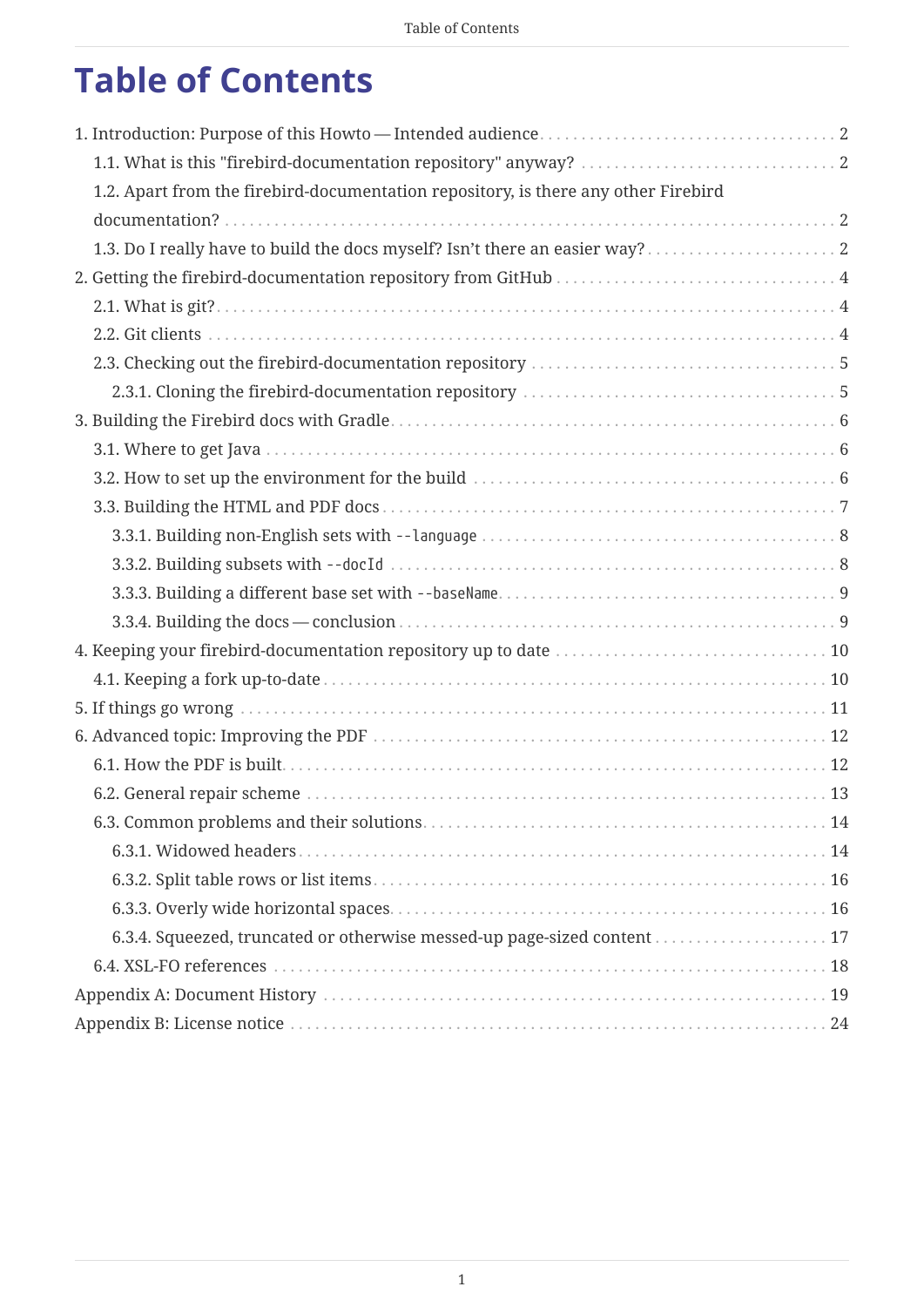# Table of Contents

1. Introduction: Purpose of this Howto — Intended audience . . . 2
   - 1.1. What is this "firebird-documentation repository" anyway? . . . 2
   - 1.2. Apart from the firebird-documentation repository, is there any other Firebird documentation? . . . 2
   - 1.3. Do I really have to build the docs myself? Isn't there an easier way? . . . 2
2. Getting the firebird-documentation repository from GitHub . . . 4
   - 2.1. What is git? . . . 4
   - 2.2. Git clients . . . 4
   - 2.3. Checking out the firebird-documentation repository . . . 5
     - 2.3.1. Cloning the firebird-documentation repository . . . 5
3. Building the Firebird docs with Gradle . . . 6
   - 3.1. Where to get Java . . . 6
   - 3.2. How to set up the environment for the build . . . 6
   - 3.3. Building the HTML and PDF docs . . . 7
     - 3.3.1. Building non-English sets with `--language` . . . 8
     - 3.3.2. Building subsets with `--docId` . . . 8
     - 3.3.3. Building a different base set with `--baseName` . . . 9
     - 3.3.4. Building the docs — conclusion . . . 9
4. Keeping your firebird-documentation repository up to date . . . 10
   - 4.1. Keeping a fork up-to-date . . . 10
5. If things go wrong . . . 11
6. Advanced topic: Improving the PDF . . . 12
   - 6.1. How the PDF is built . . . 12
   - 6.2. General repair scheme . . . 13
   - 6.3. Common problems and their solutions . . . 14
     - 6.3.1. Widowed headers . . . 14
     - 6.3.2. Split table rows or list items . . . 16
     - 6.3.3. Overly wide horizontal spaces . . . 16
     - 6.3.4. Squeezed, truncated or otherwise messed-up page-sized content . . . 17
   - 6.4. XSL-FO references . . . 18

Appendix A: Document History . . . 19

Appendix B: License notice . . . 24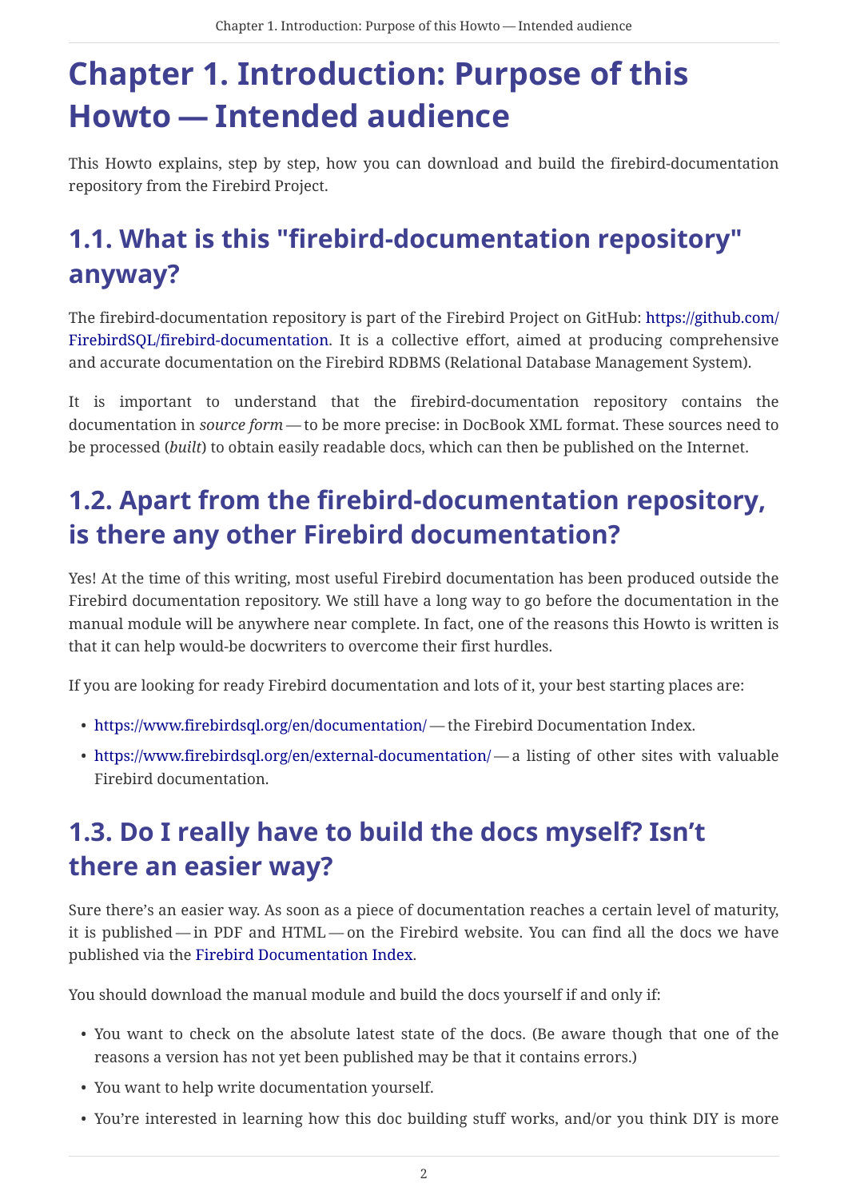# Chapter 1. Introduction: Purpose of this Howto — Intended audience

This Howto explains, step by step, how you can download and build the firebird-documentation repository from the Firebird Project.

## 1.1. What is this "firebird-documentation repository" anyway?

The firebird-documentation repository is part of the Firebird Project on GitHub: https://github.com/FirebirdSQL/firebird-documentation. It is a collective effort, aimed at producing comprehensive and accurate documentation on the Firebird RDBMS (Relational Database Management System).

It is important to understand that the firebird-documentation repository contains the documentation in *source form* — to be more precise: in DocBook XML format. These sources need to be processed (*built*) to obtain easily readable docs, which can then be published on the Internet.

## 1.2. Apart from the firebird-documentation repository, is there any other Firebird documentation?

Yes! At the time of this writing, most useful Firebird documentation has been produced outside the Firebird documentation repository. We still have a long way to go before the documentation in the manual module will be anywhere near complete. In fact, one of the reasons this Howto is written is that it can help would-be docwriters to overcome their first hurdles.

If you are looking for ready Firebird documentation and lots of it, your best starting places are:

- https://www.firebirdsql.org/en/documentation/ — the Firebird Documentation Index.
- https://www.firebirdsql.org/en/external-documentation/ — a listing of other sites with valuable Firebird documentation.

## 1.3. Do I really have to build the docs myself? Isn't there an easier way?

Sure there's an easier way. As soon as a piece of documentation reaches a certain level of maturity, it is published — in PDF and HTML — on the Firebird website. You can find all the docs we have published via the Firebird Documentation Index.

You should download the manual module and build the docs yourself if and only if:

- You want to check on the absolute latest state of the docs. (Be aware though that one of the reasons a version has not yet been published may be that it contains errors.)
- You want to help write documentation yourself.
- You're interested in learning how this doc building stuff works, and/or you think DIY is more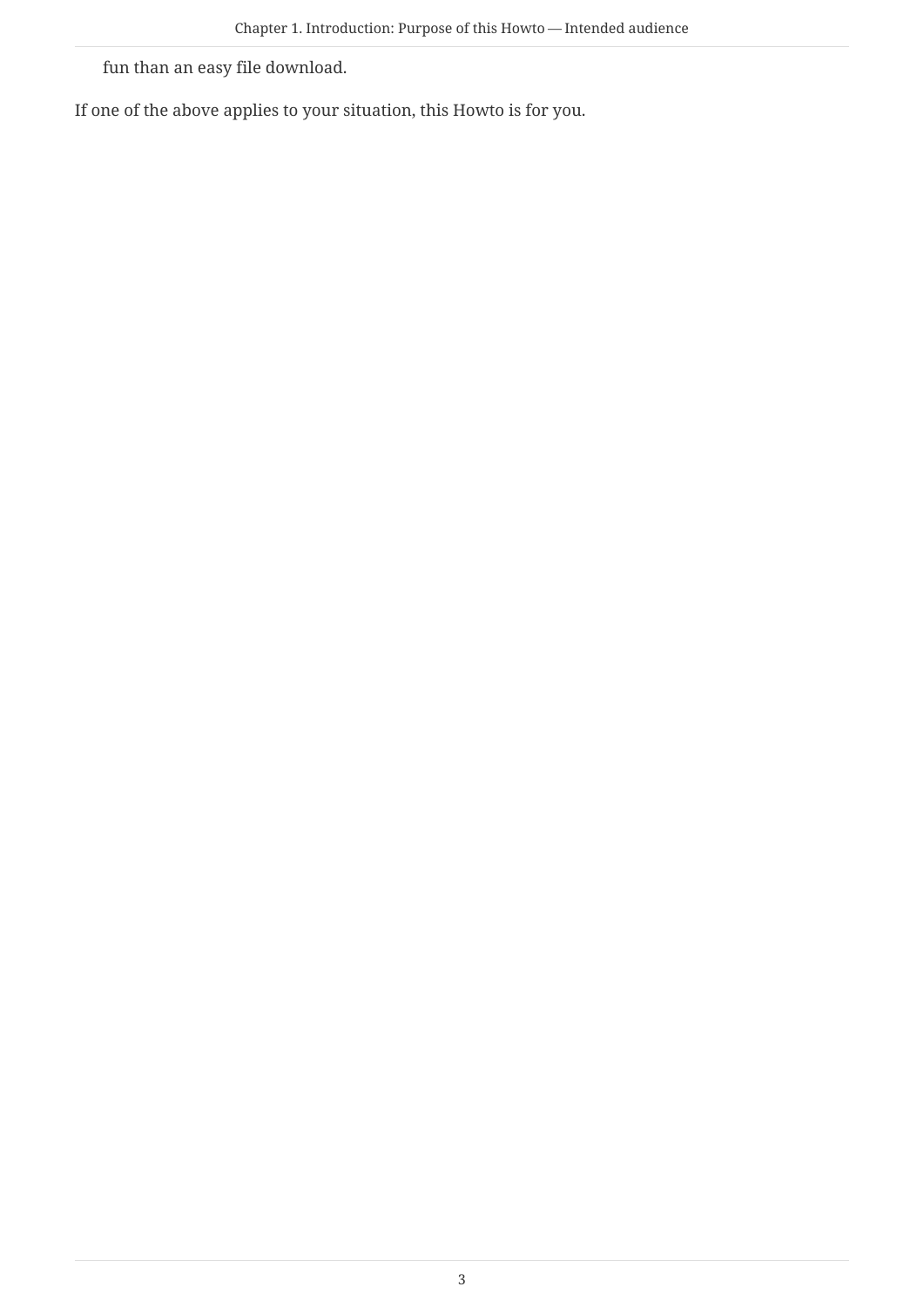fun than an easy file download.

If one of the above applies to your situation, this Howto is for you.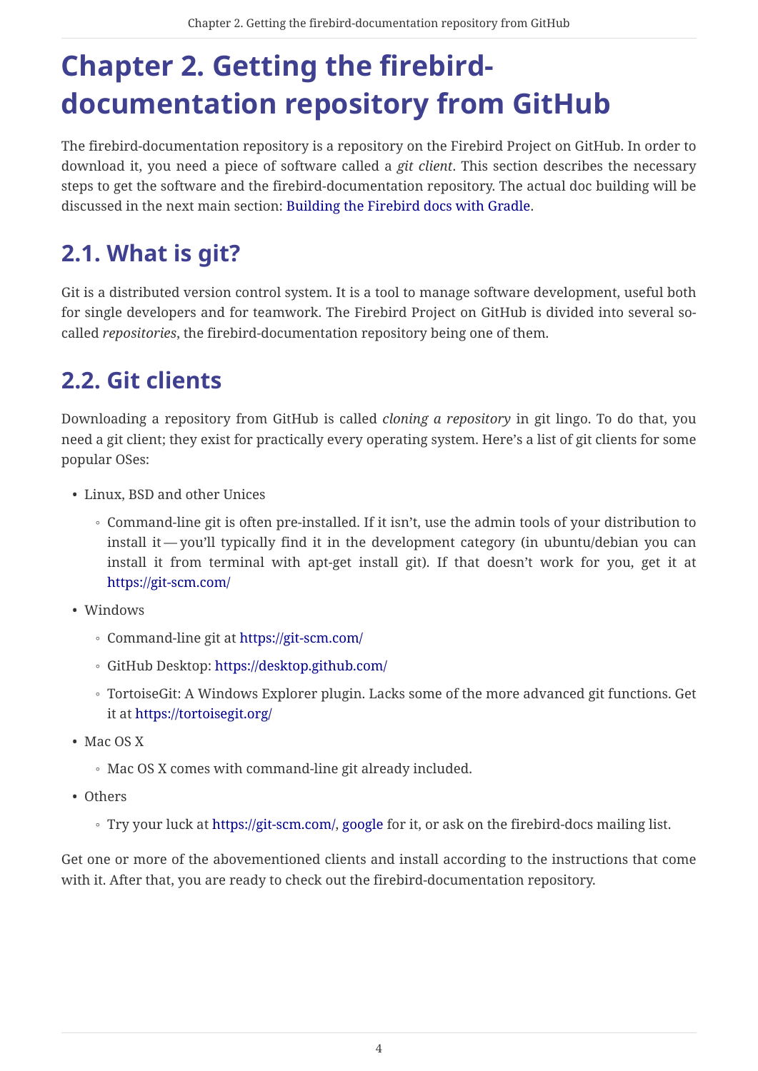# Chapter 2. Getting the firebird-documentation repository from GitHub

The firebird-documentation repository is a repository on the Firebird Project on GitHub. In order to download it, you need a piece of software called a *git client*. This section describes the necessary steps to get the software and the firebird-documentation repository. The actual doc building will be discussed in the next main section: Building the Firebird docs with Gradle.

## 2.1. What is git?

Git is a distributed version control system. It is a tool to manage software development, useful both for single developers and for teamwork. The Firebird Project on GitHub is divided into several so-called *repositories*, the firebird-documentation repository being one of them.

## 2.2. Git clients

Downloading a repository from GitHub is called *cloning a repository* in git lingo. To do that, you need a git client; they exist for practically every operating system. Here's a list of git clients for some popular OSes:

- Linux, BSD and other Unices
  - Command-line git is often pre-installed. If it isn't, use the admin tools of your distribution to install it — you'll typically find it in the development category (in ubuntu/debian you can install it from terminal with apt-get install git). If that doesn't work for you, get it at https://git-scm.com/
- Windows
  - Command-line git at https://git-scm.com/
  - GitHub Desktop: https://desktop.github.com/
  - TortoiseGit: A Windows Explorer plugin. Lacks some of the more advanced git functions. Get it at https://tortoisegit.org/
- Mac OS X
  - Mac OS X comes with command-line git already included.
- Others
  - Try your luck at https://git-scm.com/, google for it, or ask on the firebird-docs mailing list.

Get one or more of the abovementioned clients and install according to the instructions that come with it. After that, you are ready to check out the firebird-documentation repository.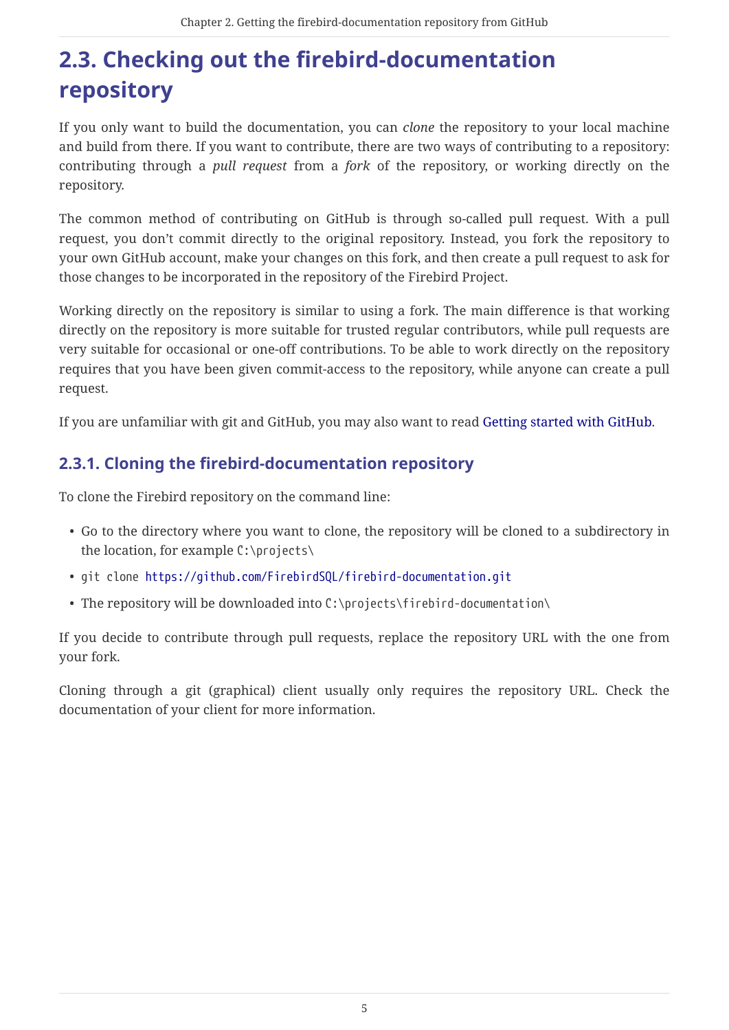## 2.3. Checking out the firebird-documentation repository

If you only want to build the documentation, you can *clone* the repository to your local machine and build from there. If you want to contribute, there are two ways of contributing to a repository: contributing through a *pull request* from a *fork* of the repository, or working directly on the repository.

The common method of contributing on GitHub is through so-called pull request. With a pull request, you don't commit directly to the original repository. Instead, you fork the repository to your own GitHub account, make your changes on this fork, and then create a pull request to ask for those changes to be incorporated in the repository of the Firebird Project.

Working directly on the repository is similar to using a fork. The main difference is that working directly on the repository is more suitable for trusted regular contributors, while pull requests are very suitable for occasional or one-off contributions. To be able to work directly on the repository requires that you have been given commit-access to the repository, while anyone can create a pull request.

If you are unfamiliar with git and GitHub, you may also want to read Getting started with GitHub.

### 2.3.1. Cloning the firebird-documentation repository

To clone the Firebird repository on the command line:

- Go to the directory where you want to clone, the repository will be cloned to a subdirectory in the location, for example `C:\projects\`
- `git clone https://github.com/FirebirdSQL/firebird-documentation.git`
- The repository will be downloaded into `C:\projects\firebird-documentation\`

If you decide to contribute through pull requests, replace the repository URL with the one from your fork.

Cloning through a git (graphical) client usually only requires the repository URL. Check the documentation of your client for more information.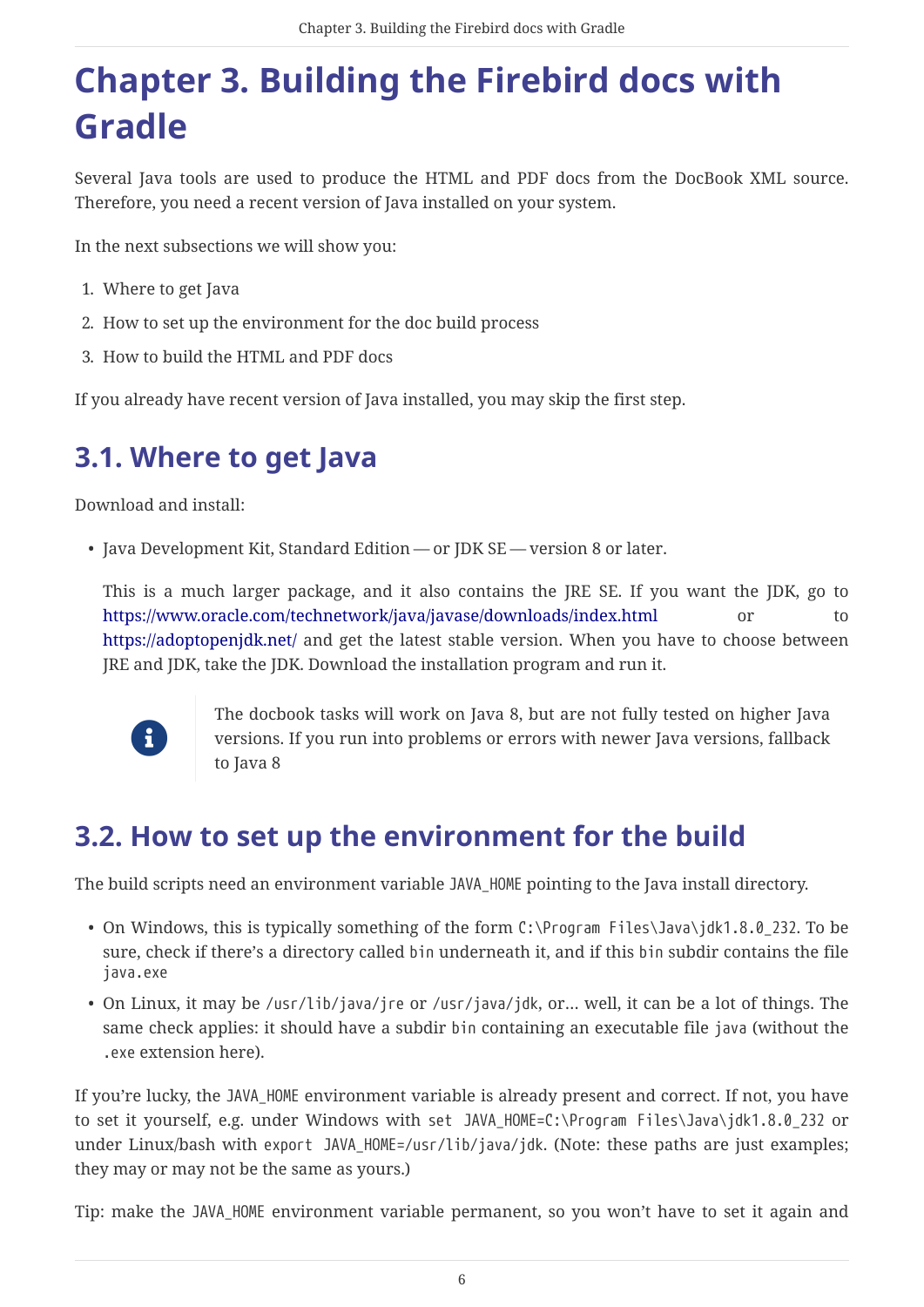# Chapter 3. Building the Firebird docs with Gradle

Several Java tools are used to produce the HTML and PDF docs from the DocBook XML source. Therefore, you need a recent version of Java installed on your system.

In the next subsections we will show you:

1. Where to get Java
2. How to set up the environment for the doc build process
3. How to build the HTML and PDF docs

If you already have recent version of Java installed, you may skip the first step.

## 3.1. Where to get Java

Download and install:

- Java Development Kit, Standard Edition — or JDK SE — version 8 or later.

  This is a much larger package, and it also contains the JRE SE. If you want the JDK, go to https://www.oracle.com/technetwork/java/javase/downloads/index.html or to https://adoptopenjdk.net/ and get the latest stable version. When you have to choose between JRE and JDK, take the JDK. Download the installation program and run it.

> The docbook tasks will work on Java 8, but are not fully tested on higher Java versions. If you run into problems or errors with newer Java versions, fallback to Java 8

## 3.2. How to set up the environment for the build

The build scripts need an environment variable `JAVA_HOME` pointing to the Java install directory.

- On Windows, this is typically something of the form `C:\Program Files\Java\jdk1.8.0_232`. To be sure, check if there's a directory called `bin` underneath it, and if this `bin` subdir contains the file `java.exe`
- On Linux, it may be `/usr/lib/java/jre` or `/usr/java/jdk`, or… well, it can be a lot of things. The same check applies: it should have a subdir `bin` containing an executable file `java` (without the `.exe` extension here).

If you're lucky, the `JAVA_HOME` environment variable is already present and correct. If not, you have to set it yourself, e.g. under Windows with `set JAVA_HOME=C:\Program Files\Java\jdk1.8.0_232` or under Linux/bash with `export JAVA_HOME=/usr/lib/java/jdk`. (Note: these paths are just examples; they may or may not be the same as yours.)

Tip: make the `JAVA_HOME` environment variable permanent, so you won't have to set it again and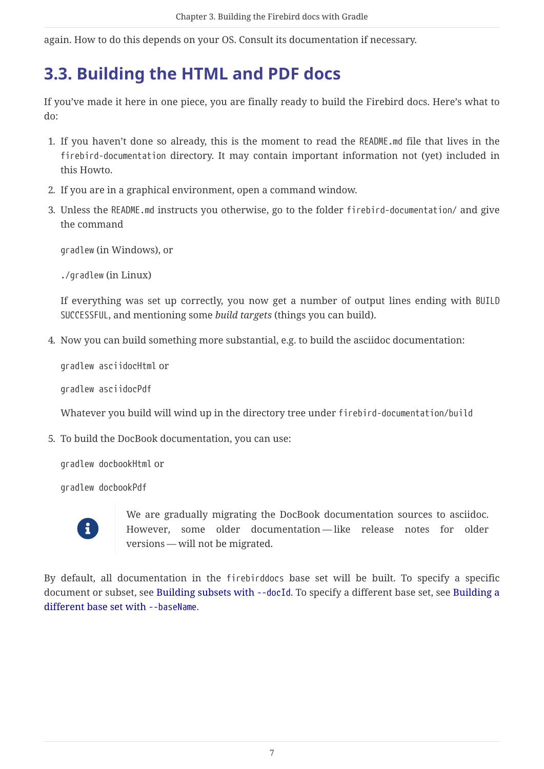again. How to do this depends on your OS. Consult its documentation if necessary.

## 3.3. Building the HTML and PDF docs

If you've made it here in one piece, you are finally ready to build the Firebird docs. Here's what to do:

1. If you haven't done so already, this is the moment to read the `README.md` file that lives in the `firebird-documentation` directory. It may contain important information not (yet) included in this Howto.

2. If you are in a graphical environment, open a command window.

3. Unless the `README.md` instructs you otherwise, go to the folder `firebird-documentation/` and give the command

   `gradlew` (in Windows), or

   `./gradlew` (in Linux)

   If everything was set up correctly, you now get a number of output lines ending with `BUILD SUCCESSFUL`, and mentioning some *build targets* (things you can build).

4. Now you can build something more substantial, e.g. to build the asciidoc documentation:

   `gradlew asciidocHtml` or

   `gradlew asciidocPdf`

   Whatever you build will wind up in the directory tree under `firebird-documentation/build`

5. To build the DocBook documentation, you can use:

   `gradlew docbookHtml` or

   `gradlew docbookPdf`

> We are gradually migrating the DocBook documentation sources to asciidoc. However, some older documentation — like release notes for older versions — will not be migrated.

By default, all documentation in the `firebirddocs` base set will be built. To specify a specific document or subset, see Building subsets with `--docId`. To specify a different base set, see Building a different base set with `--baseName`.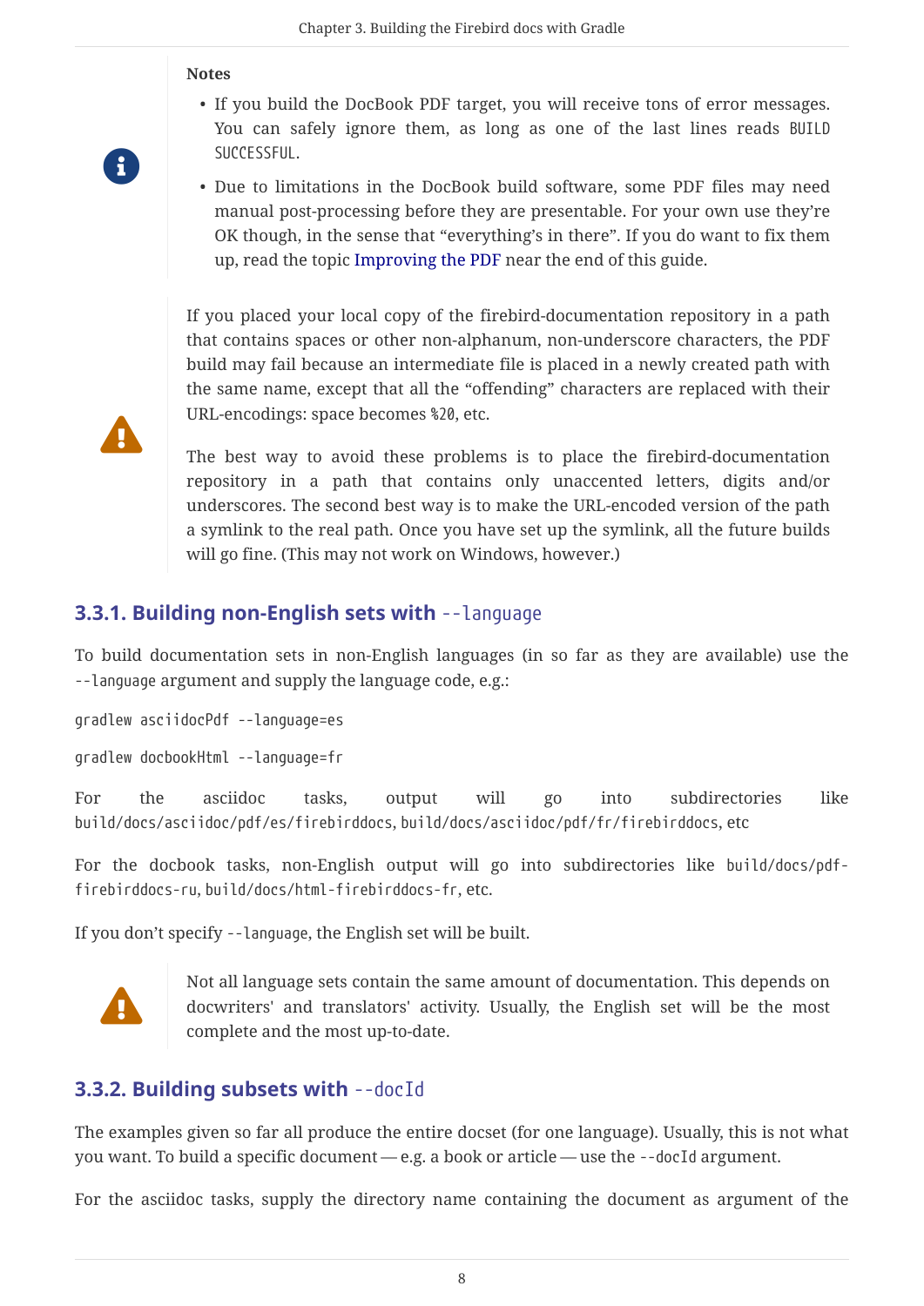> **Notes**
>
> - If you build the DocBook PDF target, you will receive tons of error messages. You can safely ignore them, as long as one of the last lines reads `BUILD SUCCESSFUL`.
> - Due to limitations in the DocBook build software, some PDF files may need manual post-processing before they are presentable. For your own use they're OK though, in the sense that "everything's in there". If you do want to fix them up, read the topic Improving the PDF near the end of this guide.

> If you placed your local copy of the firebird-documentation repository in a path that contains spaces or other non-alphanum, non-underscore characters, the PDF build may fail because an intermediate file is placed in a newly created path with the same name, except that all the "offending" characters are replaced with their URL-encodings: space becomes `%20`, etc.
>
> The best way to avoid these problems is to place the firebird-documentation repository in a path that contains only unaccented letters, digits and/or underscores. The second best way is to make the URL-encoded version of the path a symlink to the real path. Once you have set up the symlink, all the future builds will go fine. (This may not work on Windows, however.)

### 3.3.1. Building non-English sets with `--language`

To build documentation sets in non-English languages (in so far as they are available) use the `--language` argument and supply the language code, e.g.:

```
gradlew asciidocPdf --language=es
```

```
gradlew docbookHtml --language=fr
```

For the asciidoc tasks, output will go into subdirectories like `build/docs/asciidoc/pdf/es/firebirddocs`, `build/docs/asciidoc/pdf/fr/firebirddocs`, etc

For the docbook tasks, non-English output will go into subdirectories like `build/docs/pdf-firebirddocs-ru`, `build/docs/html-firebirddocs-fr`, etc.

If you don't specify `--language`, the English set will be built.

> Not all language sets contain the same amount of documentation. This depends on docwriters' and translators' activity. Usually, the English set will be the most complete and the most up-to-date.

### 3.3.2. Building subsets with `--docId`

The examples given so far all produce the entire docset (for one language). Usually, this is not what you want. To build a specific document — e.g. a book or article — use the `--docId` argument.

For the asciidoc tasks, supply the directory name containing the document as argument of the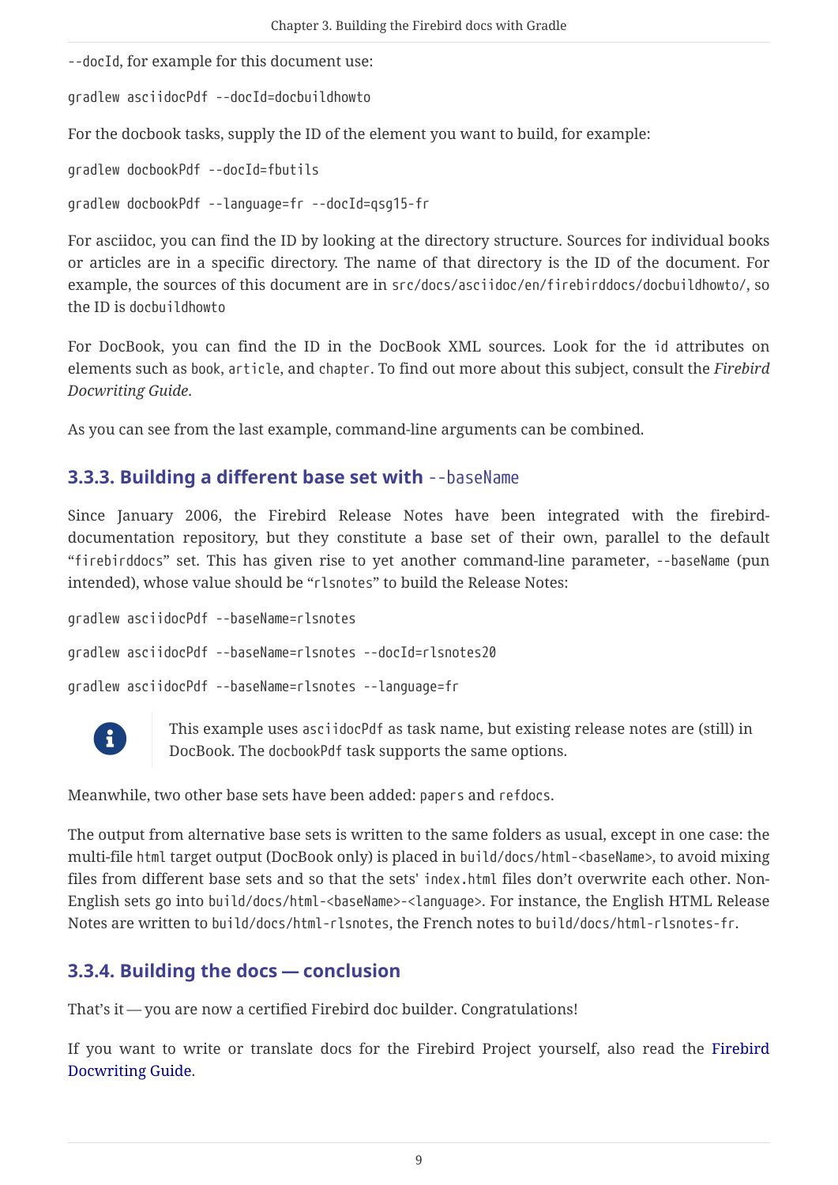`--docId`, for example for this document use:

```
gradlew asciidocPdf --docId=docbuildhowto
```

For the docbook tasks, supply the ID of the element you want to build, for example:

```
gradlew docbookPdf --docId=fbutils
```

```
gradlew docbookPdf --language=fr --docId=qsg15-fr
```

For asciidoc, you can find the ID by looking at the directory structure. Sources for individual books or articles are in a specific directory. The name of that directory is the ID of the document. For example, the sources of this document are in `src/docs/asciidoc/en/firebirddocs/docbuildhowto/`, so the ID is `docbuildhowto`

For DocBook, you can find the ID in the DocBook XML sources. Look for the `id` attributes on elements such as `book`, `article`, and `chapter`. To find out more about this subject, consult the *Firebird Docwriting Guide*.

As you can see from the last example, command-line arguments can be combined.

### 3.3.3. Building a different base set with `--baseName`

Since January 2006, the Firebird Release Notes have been integrated with the firebird-documentation repository, but they constitute a base set of their own, parallel to the default "`firebirddocs`" set. This has given rise to yet another command-line parameter, `--baseName` (pun intended), whose value should be "`rlsnotes`" to build the Release Notes:

```
gradlew asciidocPdf --baseName=rlsnotes
```

```
gradlew asciidocPdf --baseName=rlsnotes --docId=rlsnotes20
```

```
gradlew asciidocPdf --baseName=rlsnotes --language=fr
```

> This example uses `asciidocPdf` as task name, but existing release notes are (still) in DocBook. The `docbookPdf` task supports the same options.

Meanwhile, two other base sets have been added: `papers` and `refdocs`.

The output from alternative base sets is written to the same folders as usual, except in one case: the multi-file `html` target output (DocBook only) is placed in `build/docs/html-<baseName>`, to avoid mixing files from different base sets and so that the sets' `index.html` files don't overwrite each other. Non-English sets go into `build/docs/html-<baseName>-<language>`. For instance, the English HTML Release Notes are written to `build/docs/html-rlsnotes`, the French notes to `build/docs/html-rlsnotes-fr`.

### 3.3.4. Building the docs — conclusion

That's it — you are now a certified Firebird doc builder. Congratulations!

If you want to write or translate docs for the Firebird Project yourself, also read the Firebird Docwriting Guide.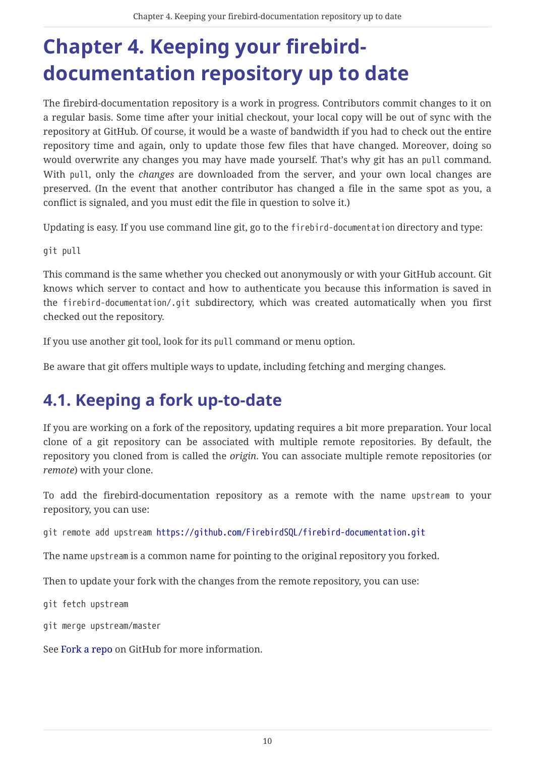# Chapter 4. Keeping your firebird-documentation repository up to date

The firebird-documentation repository is a work in progress. Contributors commit changes to it on a regular basis. Some time after your initial checkout, your local copy will be out of sync with the repository at GitHub. Of course, it would be a waste of bandwidth if you had to check out the entire repository time and again, only to update those few files that have changed. Moreover, doing so would overwrite any changes you may have made yourself. That's why git has an `pull` command. With `pull`, only the *changes* are downloaded from the server, and your own local changes are preserved. (In the event that another contributor has changed a file in the same spot as you, a conflict is signaled, and you must edit the file in question to solve it.)

Updating is easy. If you use command line git, go to the `firebird-documentation` directory and type:

```
git pull
```

This command is the same whether you checked out anonymously or with your GitHub account. Git knows which server to contact and how to authenticate you because this information is saved in the `firebird-documentation/.git` subdirectory, which was created automatically when you first checked out the repository.

If you use another git tool, look for its `pull` command or menu option.

Be aware that git offers multiple ways to update, including fetching and merging changes.

## 4.1. Keeping a fork up-to-date

If you are working on a fork of the repository, updating requires a bit more preparation. Your local clone of a git repository can be associated with multiple remote repositories. By default, the repository you cloned from is called the *origin*. You can associate multiple remote repositories (or *remote*) with your clone.

To add the firebird-documentation repository as a remote with the name `upstream` to your repository, you can use:

```
git remote add upstream https://github.com/FirebirdSQL/firebird-documentation.git
```

The name `upstream` is a common name for pointing to the original repository you forked.

Then to update your fork with the changes from the remote repository, you can use:

```
git fetch upstream
```

```
git merge upstream/master
```

See Fork a repo on GitHub for more information.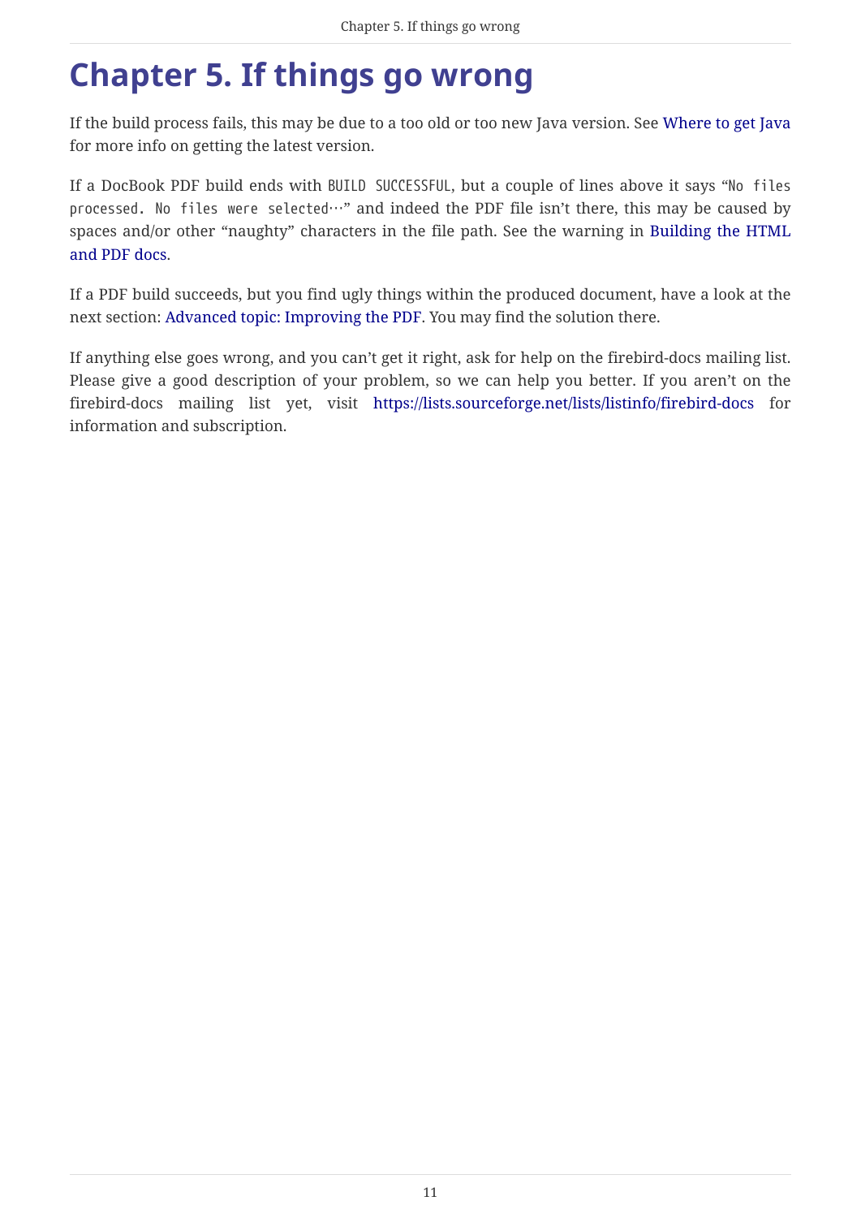# Chapter 5. If things go wrong

If the build process fails, this may be due to a too old or too new Java version. See Where to get Java for more info on getting the latest version.

If a DocBook PDF build ends with `BUILD SUCCESSFUL`, but a couple of lines above it says “`No files processed. No files were selected…`” and indeed the PDF file isn’t there, this may be caused by spaces and/or other “naughty” characters in the file path. See the warning in Building the HTML and PDF docs.

If a PDF build succeeds, but you find ugly things within the produced document, have a look at the next section: Advanced topic: Improving the PDF. You may find the solution there.

If anything else goes wrong, and you can’t get it right, ask for help on the firebird-docs mailing list. Please give a good description of your problem, so we can help you better. If you aren’t on the firebird-docs mailing list yet, visit https://lists.sourceforge.net/lists/listinfo/firebird-docs for information and subscription.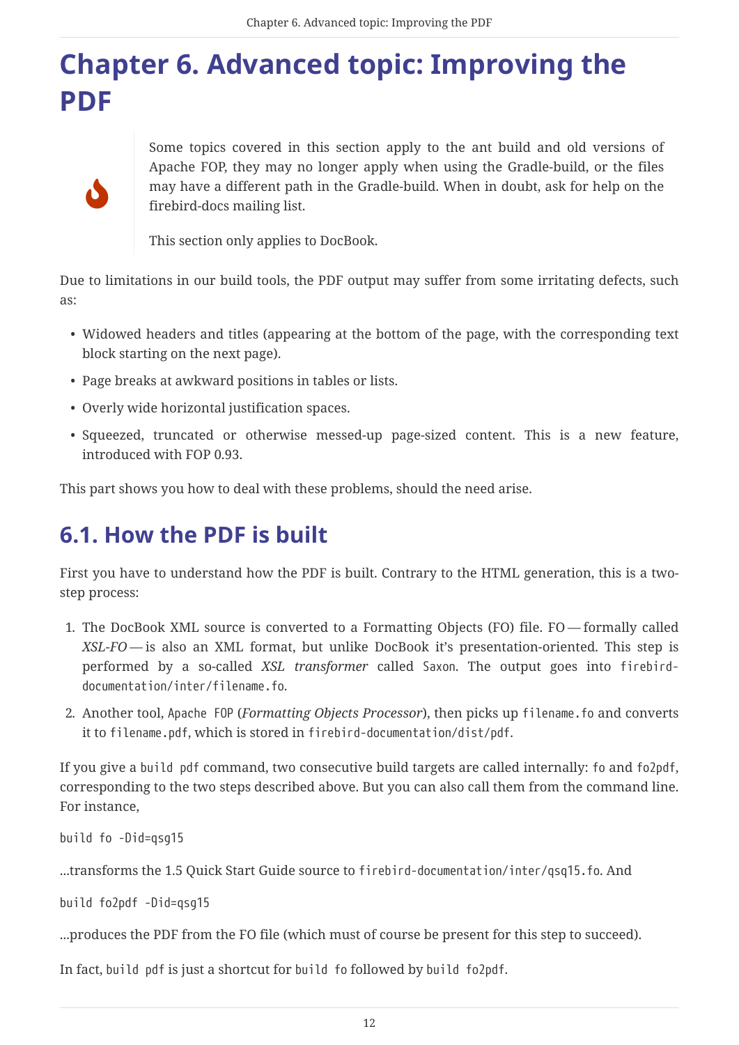# Chapter 6. Advanced topic: Improving the PDF

> Some topics covered in this section apply to the ant build and old versions of Apache FOP, they may no longer apply when using the Gradle-build, or the files may have a different path in the Gradle-build. When in doubt, ask for help on the firebird-docs mailing list.
>
> This section only applies to DocBook.

Due to limitations in our build tools, the PDF output may suffer from some irritating defects, such as:

- Widowed headers and titles (appearing at the bottom of the page, with the corresponding text block starting on the next page).
- Page breaks at awkward positions in tables or lists.
- Overly wide horizontal justification spaces.
- Squeezed, truncated or otherwise messed-up page-sized content. This is a new feature, introduced with FOP 0.93.

This part shows you how to deal with these problems, should the need arise.

## 6.1. How the PDF is built

First you have to understand how the PDF is built. Contrary to the HTML generation, this is a two-step process:

1. The DocBook XML source is converted to a Formatting Objects (FO) file. FO — formally called *XSL-FO* — is also an XML format, but unlike DocBook it's presentation-oriented. This step is performed by a so-called *XSL transformer* called `Saxon`. The output goes into `firebird-documentation/inter/filename.fo`.
2. Another tool, `Apache FOP` (*Formatting Objects Processor*), then picks up `filename.fo` and converts it to `filename.pdf`, which is stored in `firebird-documentation/dist/pdf`.

If you give a `build pdf` command, two consecutive build targets are called internally: `fo` and `fo2pdf`, corresponding to the two steps described above. But you can also call them from the command line. For instance,

```
build fo -Did=qsg15
```

…transforms the 1.5 Quick Start Guide source to `firebird-documentation/inter/qsg15.fo`. And

```
build fo2pdf -Did=qsg15
```

…produces the PDF from the FO file (which must of course be present for this step to succeed).

In fact, `build pdf` is just a shortcut for `build fo` followed by `build fo2pdf`.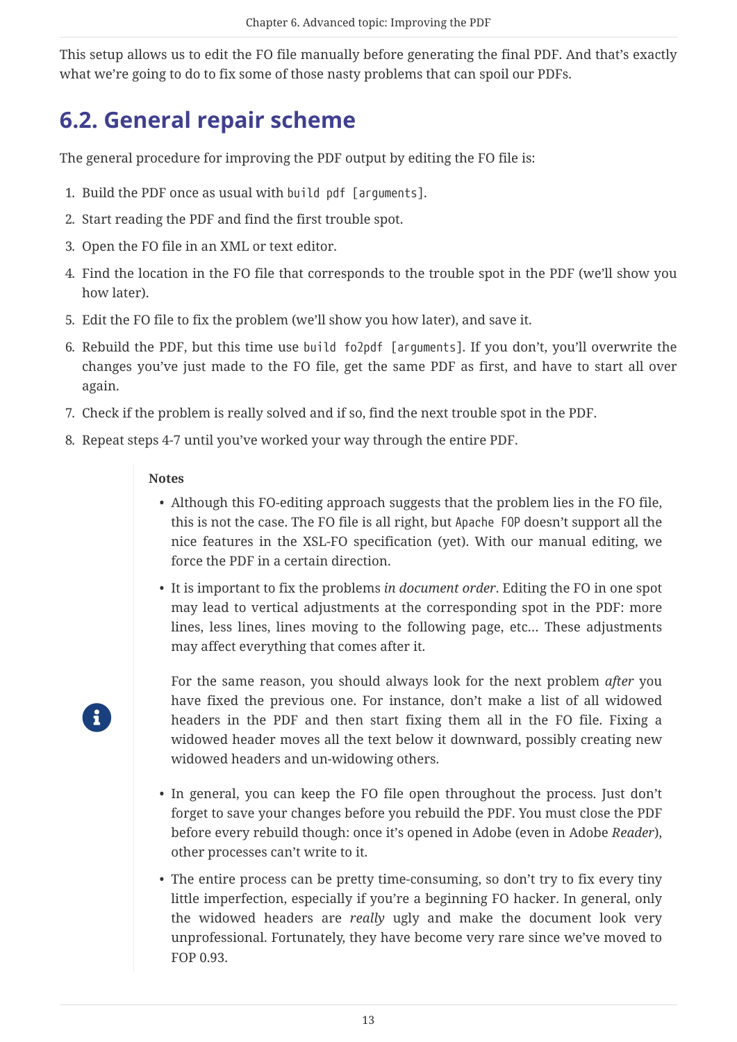This setup allows us to edit the FO file manually before generating the final PDF. And that's exactly what we're going to do to fix some of those nasty problems that can spoil our PDFs.

## 6.2. General repair scheme

The general procedure for improving the PDF output by editing the FO file is:

1. Build the PDF once as usual with `build pdf [arguments]`.
2. Start reading the PDF and find the first trouble spot.
3. Open the FO file in an XML or text editor.
4. Find the location in the FO file that corresponds to the trouble spot in the PDF (we'll show you how later).
5. Edit the FO file to fix the problem (we'll show you how later), and save it.
6. Rebuild the PDF, but this time use `build fo2pdf [arguments]`. If you don't, you'll overwrite the changes you've just made to the FO file, get the same PDF as first, and have to start all over again.
7. Check if the problem is really solved and if so, find the next trouble spot in the PDF.
8. Repeat steps 4-7 until you've worked your way through the entire PDF.

**Notes**

- Although this FO-editing approach suggests that the problem lies in the FO file, this is not the case. The FO file is all right, but `Apache FOP` doesn't support all the nice features in the XSL-FO specification (yet). With our manual editing, we force the PDF in a certain direction.
- It is important to fix the problems *in document order*. Editing the FO in one spot may lead to vertical adjustments at the corresponding spot in the PDF: more lines, less lines, lines moving to the following page, etc… These adjustments may affect everything that comes after it.

  For the same reason, you should always look for the next problem *after* you have fixed the previous one. For instance, don't make a list of all widowed headers in the PDF and then start fixing them all in the FO file. Fixing a widowed header moves all the text below it downward, possibly creating new widowed headers and un-widowing others.
- In general, you can keep the FO file open throughout the process. Just don't forget to save your changes before you rebuild the PDF. You must close the PDF before every rebuild though: once it's opened in Adobe (even in Adobe *Reader*), other processes can't write to it.
- The entire process can be pretty time-consuming, so don't try to fix every tiny little imperfection, especially if you're a beginning FO hacker. In general, only the widowed headers are *really* ugly and make the document look very unprofessional. Fortunately, they have become very rare since we've moved to FOP 0.93.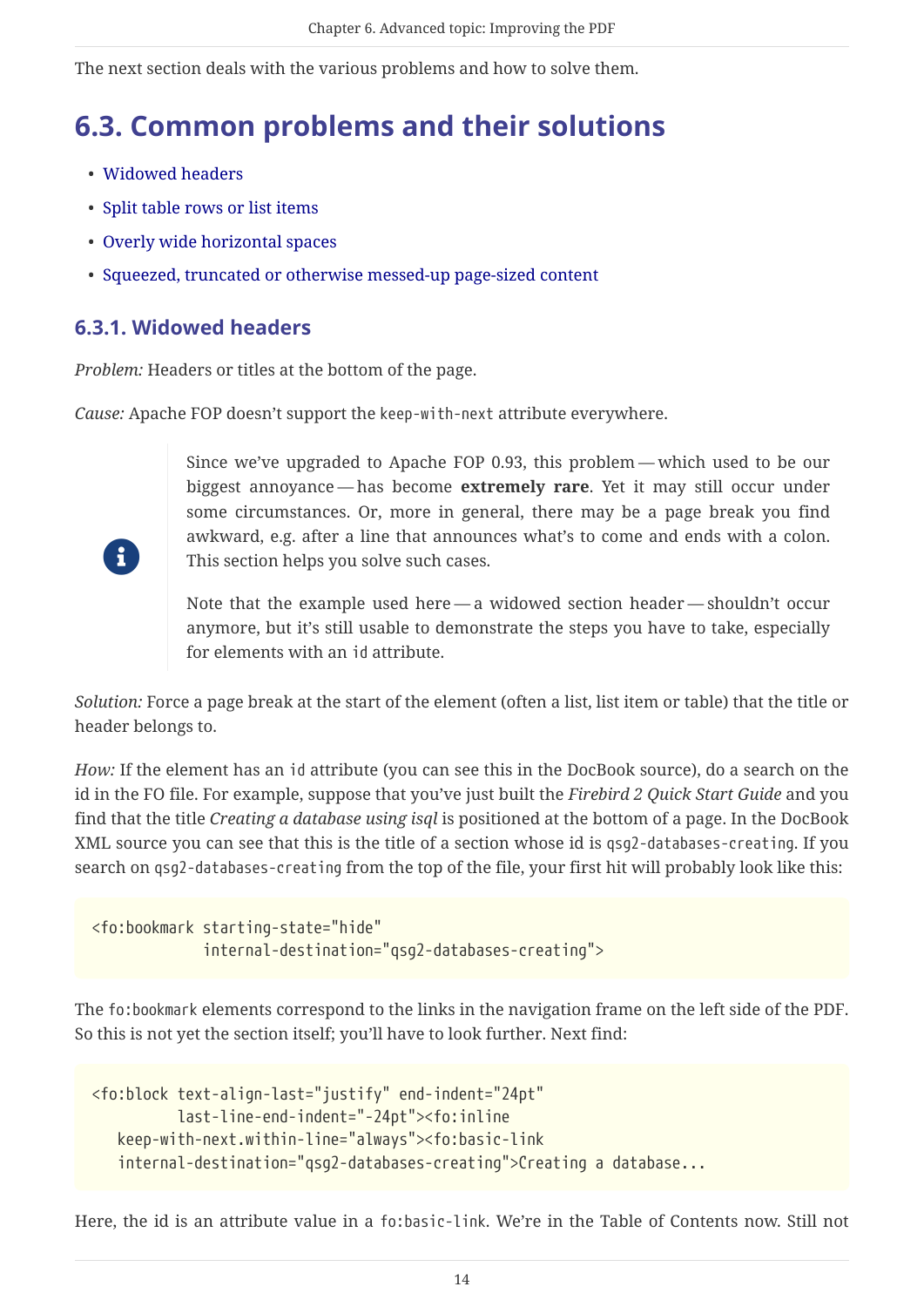The next section deals with the various problems and how to solve them.

## 6.3. Common problems and their solutions

- Widowed headers
- Split table rows or list items
- Overly wide horizontal spaces
- Squeezed, truncated or otherwise messed-up page-sized content

### 6.3.1. Widowed headers

*Problem:* Headers or titles at the bottom of the page.

*Cause:* Apache FOP doesn't support the `keep-with-next` attribute everywhere.

> Since we've upgraded to Apache FOP 0.93, this problem — which used to be our biggest annoyance — has become **extremely rare**. Yet it may still occur under some circumstances. Or, more in general, there may be a page break you find awkward, e.g. after a line that announces what's to come and ends with a colon. This section helps you solve such cases.
>
> Note that the example used here — a widowed section header — shouldn't occur anymore, but it's still usable to demonstrate the steps you have to take, especially for elements with an `id` attribute.

*Solution:* Force a page break at the start of the element (often a list, list item or table) that the title or header belongs to.

*How:* If the element has an `id` attribute (you can see this in the DocBook source), do a search on the id in the FO file. For example, suppose that you've just built the *Firebird 2 Quick Start Guide* and you find that the title *Creating a database using isql* is positioned at the bottom of a page. In the DocBook XML source you can see that this is the title of a section whose id is `qsg2-databases-creating`. If you search on `qsg2-databases-creating` from the top of the file, your first hit will probably look like this:

```
<fo:bookmark starting-state="hide"
             internal-destination="qsg2-databases-creating">
```

The `fo:bookmark` elements correspond to the links in the navigation frame on the left side of the PDF. So this is not yet the section itself; you'll have to look further. Next find:

```
<fo:block text-align-last="justify" end-indent="24pt"
          last-line-end-indent="-24pt"><fo:inline
    keep-with-next.within-line="always"><fo:basic-link
    internal-destination="qsg2-databases-creating">Creating a database...
```

Here, the id is an attribute value in a `fo:basic-link`. We're in the Table of Contents now. Still not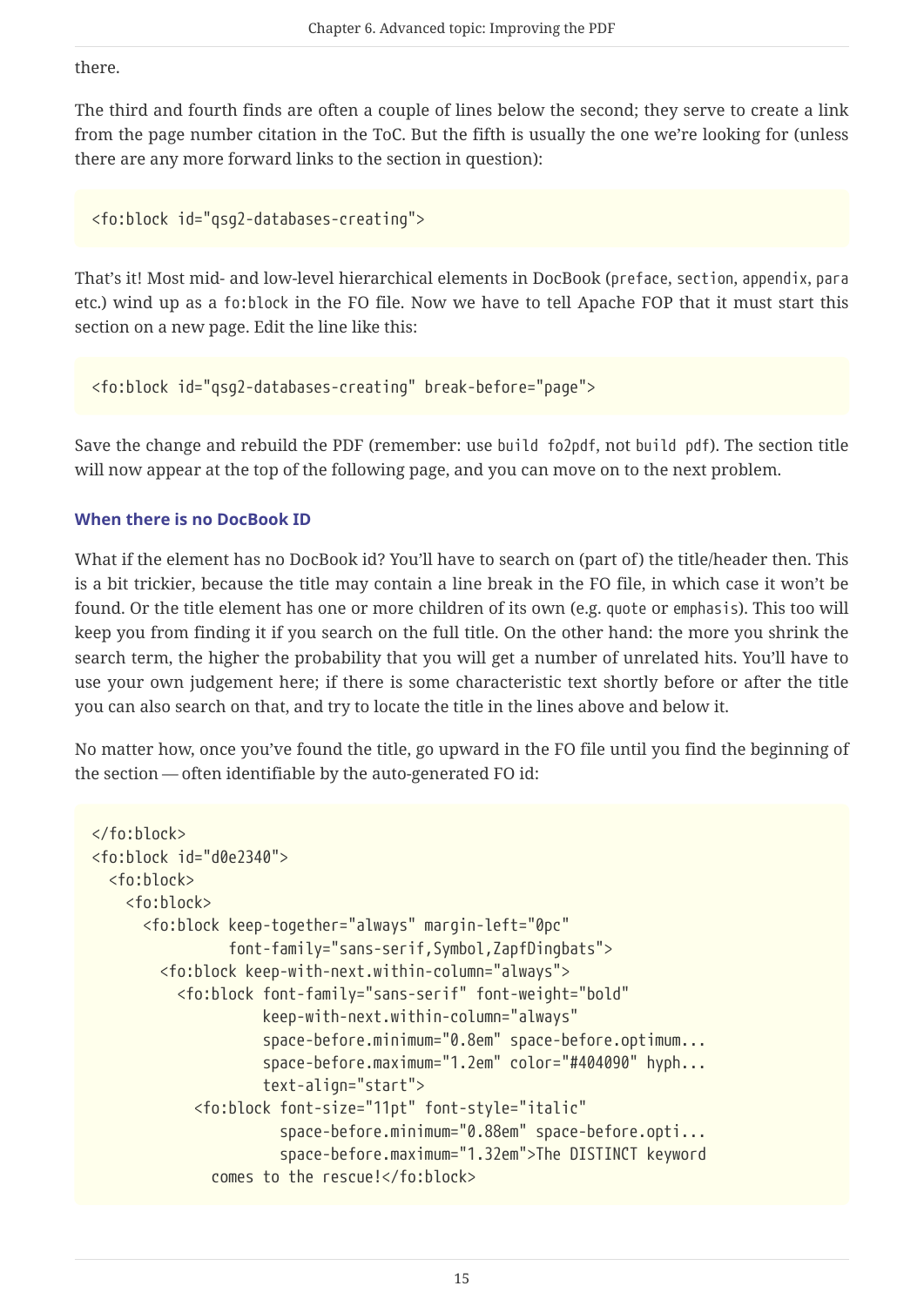there.

The third and fourth finds are often a couple of lines below the second; they serve to create a link from the page number citation in the ToC. But the fifth is usually the one we're looking for (unless there are any more forward links to the section in question):

```
<fo:block id="qsg2-databases-creating">
```

That's it! Most mid- and low-level hierarchical elements in DocBook (`preface`, `section`, `appendix`, `para` etc.) wind up as a `fo:block` in the FO file. Now we have to tell Apache FOP that it must start this section on a new page. Edit the line like this:

```
<fo:block id="qsg2-databases-creating" break-before="page">
```

Save the change and rebuild the PDF (remember: use `build fo2pdf`, not `build pdf`). The section title will now appear at the top of the following page, and you can move on to the next problem.

#### When there is no DocBook ID

What if the element has no DocBook id? You'll have to search on (part of) the title/header then. This is a bit trickier, because the title may contain a line break in the FO file, in which case it won't be found. Or the title element has one or more children of its own (e.g. `quote` or `emphasis`). This too will keep you from finding it if you search on the full title. On the other hand: the more you shrink the search term, the higher the probability that you will get a number of unrelated hits. You'll have to use your own judgement here; if there is some characteristic text shortly before or after the title you can also search on that, and try to locate the title in the lines above and below it.

No matter how, once you've found the title, go upward in the FO file until you find the beginning of the section — often identifiable by the auto-generated FO id:

```
</fo:block>
<fo:block id="d0e2340">
  <fo:block>
    <fo:block>
      <fo:block keep-together="always" margin-left="0pc"
                font-family="sans-serif,Symbol,ZapfDingbats">
        <fo:block keep-with-next.within-column="always">
          <fo:block font-family="sans-serif" font-weight="bold"
                    keep-with-next.within-column="always"
                    space-before.minimum="0.8em" space-before.optimum...
                    space-before.maximum="1.2em" color="#404090" hyph...
                    text-align="start">
            <fo:block font-size="11pt" font-style="italic"
                      space-before.minimum="0.88em" space-before.opti...
                      space-before.maximum="1.32em">The DISTINCT keyword
              comes to the rescue!</fo:block>
```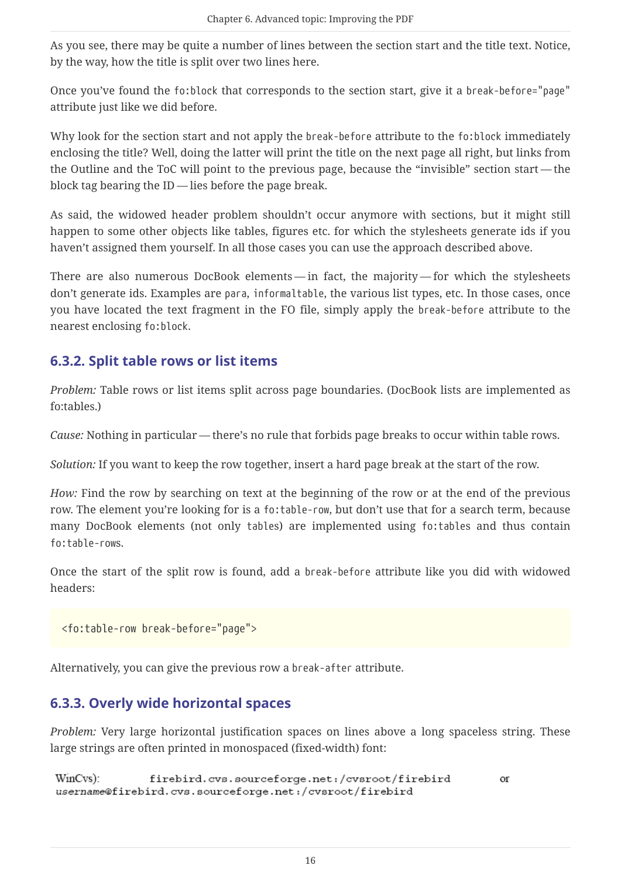As you see, there may be quite a number of lines between the section start and the title text. Notice, by the way, how the title is split over two lines here.

Once you've found the `fo:block` that corresponds to the section start, give it a `break-before="page"` attribute just like we did before.

Why look for the section start and not apply the `break-before` attribute to the `fo:block` immediately enclosing the title? Well, doing the latter will print the title on the next page all right, but links from the Outline and the ToC will point to the previous page, because the "invisible" section start — the block tag bearing the ID — lies before the page break.

As said, the widowed header problem shouldn't occur anymore with sections, but it might still happen to some other objects like tables, figures etc. for which the stylesheets generate ids if you haven't assigned them yourself. In all those cases you can use the approach described above.

There are also numerous DocBook elements — in fact, the majority — for which the stylesheets don't generate ids. Examples are `para`, `informaltable`, the various list types, etc. In those cases, once you have located the text fragment in the FO file, simply apply the `break-before` attribute to the nearest enclosing `fo:block`.

### 6.3.2. Split table rows or list items

*Problem:* Table rows or list items split across page boundaries. (DocBook lists are implemented as fo:tables.)

*Cause:* Nothing in particular — there's no rule that forbids page breaks to occur within table rows.

*Solution:* If you want to keep the row together, insert a hard page break at the start of the row.

*How:* Find the row by searching on text at the beginning of the row or at the end of the previous row. The element you're looking for is a `fo:table-row`, but don't use that for a search term, because many DocBook elements (not only `tables`) are implemented using `fo:tables` and thus contain `fo:table-rows`.

Once the start of the split row is found, add a `break-before` attribute like you did with widowed headers:

```
<fo:table-row break-before="page">
```

Alternatively, you can give the previous row a `break-after` attribute.

### 6.3.3. Overly wide horizontal spaces

*Problem:* Very large horizontal justification spaces on lines above a long spaceless string. These large strings are often printed in monospaced (fixed-width) font:

WinCvs):          `firebird.cvs.sourceforge.net:/cvsroot/firebird`          or
`username@firebird.cvs.sourceforge.net:/cvsroot/firebird`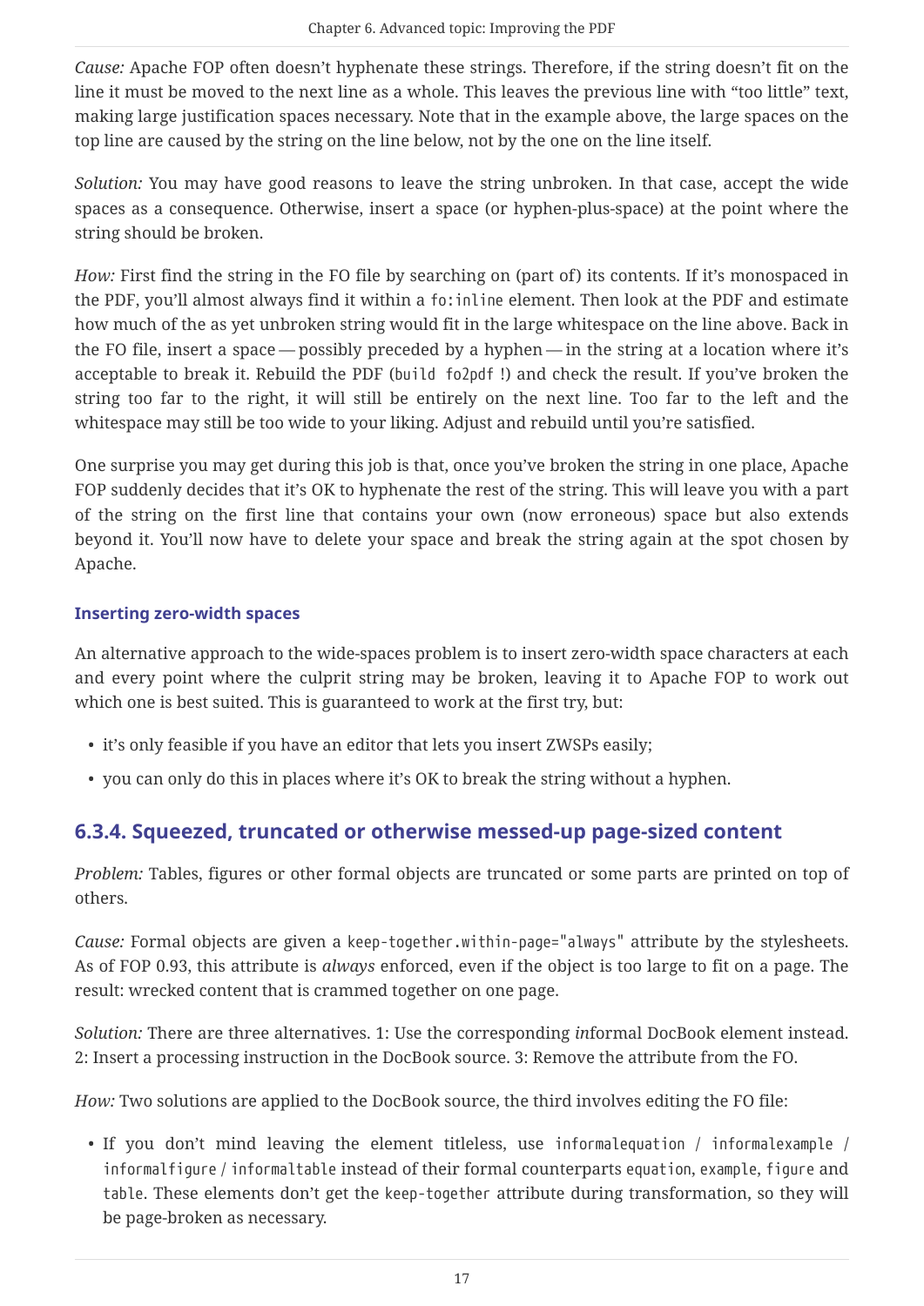*Cause:* Apache FOP often doesn't hyphenate these strings. Therefore, if the string doesn't fit on the line it must be moved to the next line as a whole. This leaves the previous line with "too little" text, making large justification spaces necessary. Note that in the example above, the large spaces on the top line are caused by the string on the line below, not by the one on the line itself.

*Solution:* You may have good reasons to leave the string unbroken. In that case, accept the wide spaces as a consequence. Otherwise, insert a space (or hyphen-plus-space) at the point where the string should be broken.

*How:* First find the string in the FO file by searching on (part of) its contents. If it's monospaced in the PDF, you'll almost always find it within a `fo:inline` element. Then look at the PDF and estimate how much of the as yet unbroken string would fit in the large whitespace on the line above. Back in the FO file, insert a space — possibly preceded by a hyphen — in the string at a location where it's acceptable to break it. Rebuild the PDF (`build fo2pdf` !) and check the result. If you've broken the string too far to the right, it will still be entirely on the next line. Too far to the left and the whitespace may still be too wide to your liking. Adjust and rebuild until you're satisfied.

One surprise you may get during this job is that, once you've broken the string in one place, Apache FOP suddenly decides that it's OK to hyphenate the rest of the string. This will leave you with a part of the string on the first line that contains your own (now erroneous) space but also extends beyond it. You'll now have to delete your space and break the string again at the spot chosen by Apache.

#### Inserting zero-width spaces

An alternative approach to the wide-spaces problem is to insert zero-width space characters at each and every point where the culprit string may be broken, leaving it to Apache FOP to work out which one is best suited. This is guaranteed to work at the first try, but:

- it's only feasible if you have an editor that lets you insert ZWSPs easily;
- you can only do this in places where it's OK to break the string without a hyphen.

### 6.3.4. Squeezed, truncated or otherwise messed-up page-sized content

*Problem:* Tables, figures or other formal objects are truncated or some parts are printed on top of others.

*Cause:* Formal objects are given a `keep-together.within-page="always"` attribute by the stylesheets. As of FOP 0.93, this attribute is *always* enforced, even if the object is too large to fit on a page. The result: wrecked content that is crammed together on one page.

*Solution:* There are three alternatives. 1: Use the corresponding *in*formal DocBook element instead. 2: Insert a processing instruction in the DocBook source. 3: Remove the attribute from the FO.

*How:* Two solutions are applied to the DocBook source, the third involves editing the FO file:

- If you don't mind leaving the element titleless, use `informalequation` / `informalexample` / `informalfigure` / `informaltable` instead of their formal counterparts `equation`, `example`, `figure` and `table`. These elements don't get the `keep-together` attribute during transformation, so they will be page-broken as necessary.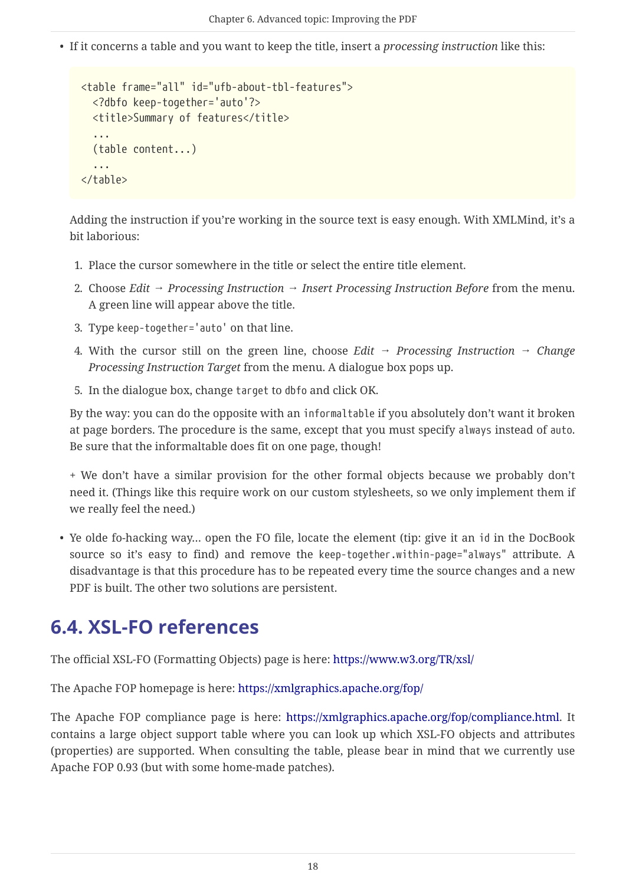- If it concerns a table and you want to keep the title, insert a *processing instruction* like this:

```
<table frame="all" id="ufb-about-tbl-features">
  <?dbfo keep-together='auto'?>
  <title>Summary of features</title>
  ...
  (table content...)
  ...
</table>
```

  Adding the instruction if you're working in the source text is easy enough. With XMLMind, it's a bit laborious:

  1. Place the cursor somewhere in the title or select the entire title element.
  2. Choose *Edit* → *Processing Instruction* → *Insert Processing Instruction Before* from the menu. A green line will appear above the title.
  3. Type `keep-together='auto'` on that line.
  4. With the cursor still on the green line, choose *Edit* → *Processing Instruction* → *Change Processing Instruction Target* from the menu. A dialogue box pops up.
  5. In the dialogue box, change `target` to `dbfo` and click OK.

  By the way: you can do the opposite with an `informaltable` if you absolutely don't want it broken at page borders. The procedure is the same, except that you must specify `always` instead of `auto`. Be sure that the informaltable does fit on one page, though!

  + We don't have a similar provision for the other formal objects because we probably don't need it. (Things like this require work on our custom stylesheets, so we only implement them if we really feel the need.)

- Ye olde fo-hacking way... open the FO file, locate the element (tip: give it an `id` in the DocBook source so it's easy to find) and remove the `keep-together.within-page="always"` attribute. A disadvantage is that this procedure has to be repeated every time the source changes and a new PDF is built. The other two solutions are persistent.

## 6.4. XSL-FO references

The official XSL-FO (Formatting Objects) page is here: https://www.w3.org/TR/xsl/

The Apache FOP homepage is here: https://xmlgraphics.apache.org/fop/

The Apache FOP compliance page is here: https://xmlgraphics.apache.org/fop/compliance.html. It contains a large object support table where you can look up which XSL-FO objects and attributes (properties) are supported. When consulting the table, please bear in mind that we currently use Apache FOP 0.93 (but with some home-made patches).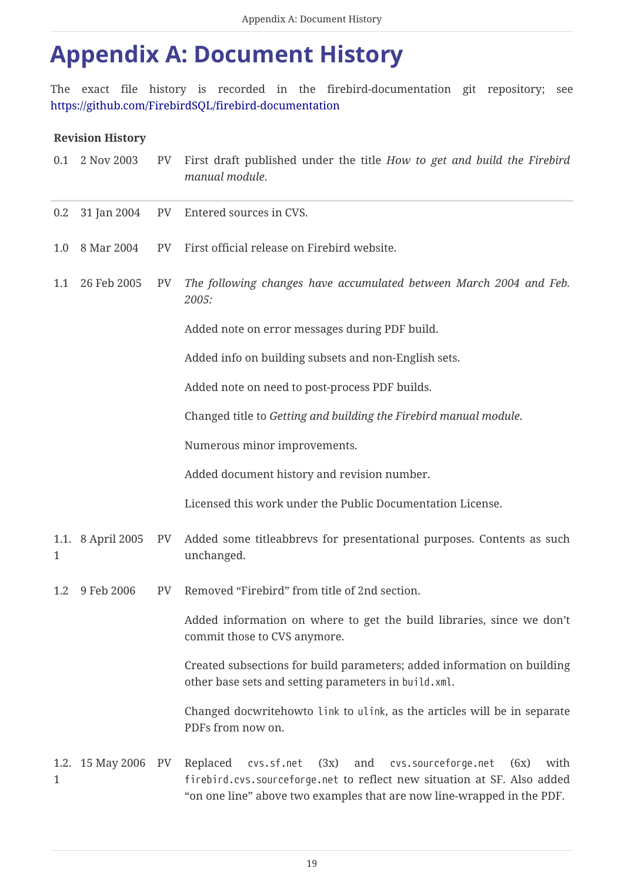# Appendix A: Document History

The exact file history is recorded in the firebird-documentation git repository; see https://github.com/FirebirdSQL/firebird-documentation

**Revision History**

| | | | |
|---|---|---|---|
| 0.1 | 2 Nov 2003 | PV | First draft published under the title *How to get and build the Firebird manual module.* |
| 0.2 | 31 Jan 2004 | PV | Entered sources in CVS. |
| 1.0 | 8 Mar 2004 | PV | First official release on Firebird website. |
| 1.1 | 26 Feb 2005 | PV | *The following changes have accumulated between March 2004 and Feb. 2005:*<br><br>Added note on error messages during PDF build.<br><br>Added info on building subsets and non-English sets.<br><br>Added note on need to post-process PDF builds.<br><br>Changed title to *Getting and building the Firebird manual module.*<br><br>Numerous minor improvements.<br><br>Added document history and revision number.<br><br>Licensed this work under the Public Documentation License. |
| 1.1.1 | 8 April 2005 | PV | Added some titleabbrevs for presentational purposes. Contents as such unchanged. |
| 1.2 | 9 Feb 2006 | PV | Removed “Firebird” from title of 2nd section.<br><br>Added information on where to get the build libraries, since we don’t commit those to CVS anymore.<br><br>Created subsections for build parameters; added information on building other base sets and setting parameters in `build.xml`.<br><br>Changed docwritehowto `link` to `ulink`, as the articles will be in separate PDFs from now on. |
| 1.2.1 | 15 May 2006 | PV | Replaced `cvs.sf.net` (3x) and `cvs.sourceforge.net` (6x) with `firebird.cvs.sourceforge.net` to reflect new situation at SF. Also added “on one line” above two examples that are now line-wrapped in the PDF. |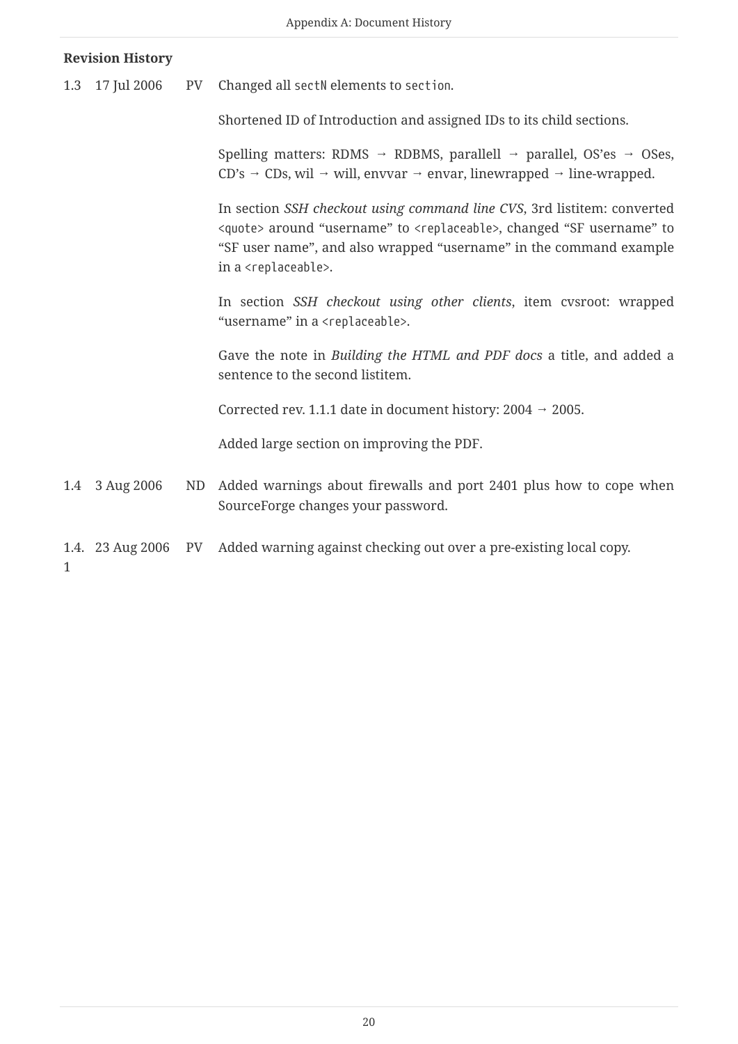**Revision History**

| | | | |
|---|---|---|---|
| 1.3 | 17 Jul 2006 | PV | Changed all `sectN` elements to `section`.<br><br>Shortened ID of Introduction and assigned IDs to its child sections.<br><br>Spelling matters: RDMS → RDBMS, parallell → parallel, OS’es → OSes, CD’s → CDs, wil → will, envvar → envar, linewrapped → line-wrapped.<br><br>In section *SSH checkout using command line CVS*, 3rd listitem: converted `<quote>` around “username” to `<replaceable>`, changed “SF username” to “SF user name”, and also wrapped “username” in the command example in a `<replaceable>`.<br><br>In section *SSH checkout using other clients*, item cvsroot: wrapped “username” in a `<replaceable>`.<br><br>Gave the note in *Building the HTML and PDF docs* a title, and added a sentence to the second listitem.<br><br>Corrected rev. 1.1.1 date in document history: 2004 → 2005.<br><br>Added large section on improving the PDF. |
| 1.4 | 3 Aug 2006 | ND | Added warnings about firewalls and port 2401 plus how to cope when SourceForge changes your password. |
| 1.4.1 | 23 Aug 2006 | PV | Added warning against checking out over a pre-existing local copy. |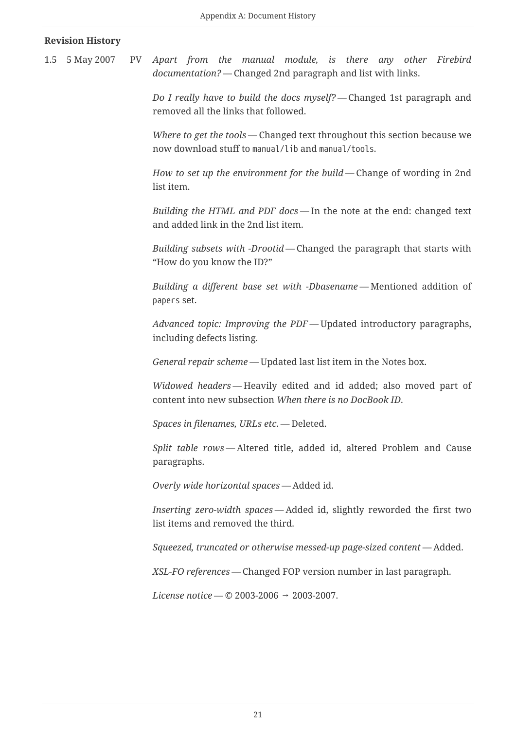**Revision History**

| | | | |
|---|---|---|---|
| 1.5 | 5 May 2007 | PV | *Apart from the manual module, is there any other Firebird documentation?* — Changed 2nd paragraph and list with links. |

*Do I really have to build the docs myself?* — Changed 1st paragraph and removed all the links that followed.

*Where to get the tools* — Changed text throughout this section because we now download stuff to `manual/lib` and `manual/tools`.

*How to set up the environment for the build* — Change of wording in 2nd list item.

*Building the HTML and PDF docs* — In the note at the end: changed text and added link in the 2nd list item.

*Building subsets with -Drootid* — Changed the paragraph that starts with “How do you know the ID?”

*Building a different base set with -Dbasename* — Mentioned addition of `papers` set.

*Advanced topic: Improving the PDF* — Updated introductory paragraphs, including defects listing.

*General repair scheme* — Updated last list item in the Notes box.

*Widowed headers* — Heavily edited and id added; also moved part of content into new subsection *When there is no DocBook ID*.

*Spaces in filenames, URLs etc.* — Deleted.

*Split table rows* — Altered title, added id, altered Problem and Cause paragraphs.

*Overly wide horizontal spaces* — Added id.

*Inserting zero-width spaces* — Added id, slightly reworded the first two list items and removed the third.

*Squeezed, truncated or otherwise messed-up page-sized content* — Added.

*XSL-FO references* — Changed FOP version number in last paragraph.

*License notice* — © 2003-2006 → 2003-2007.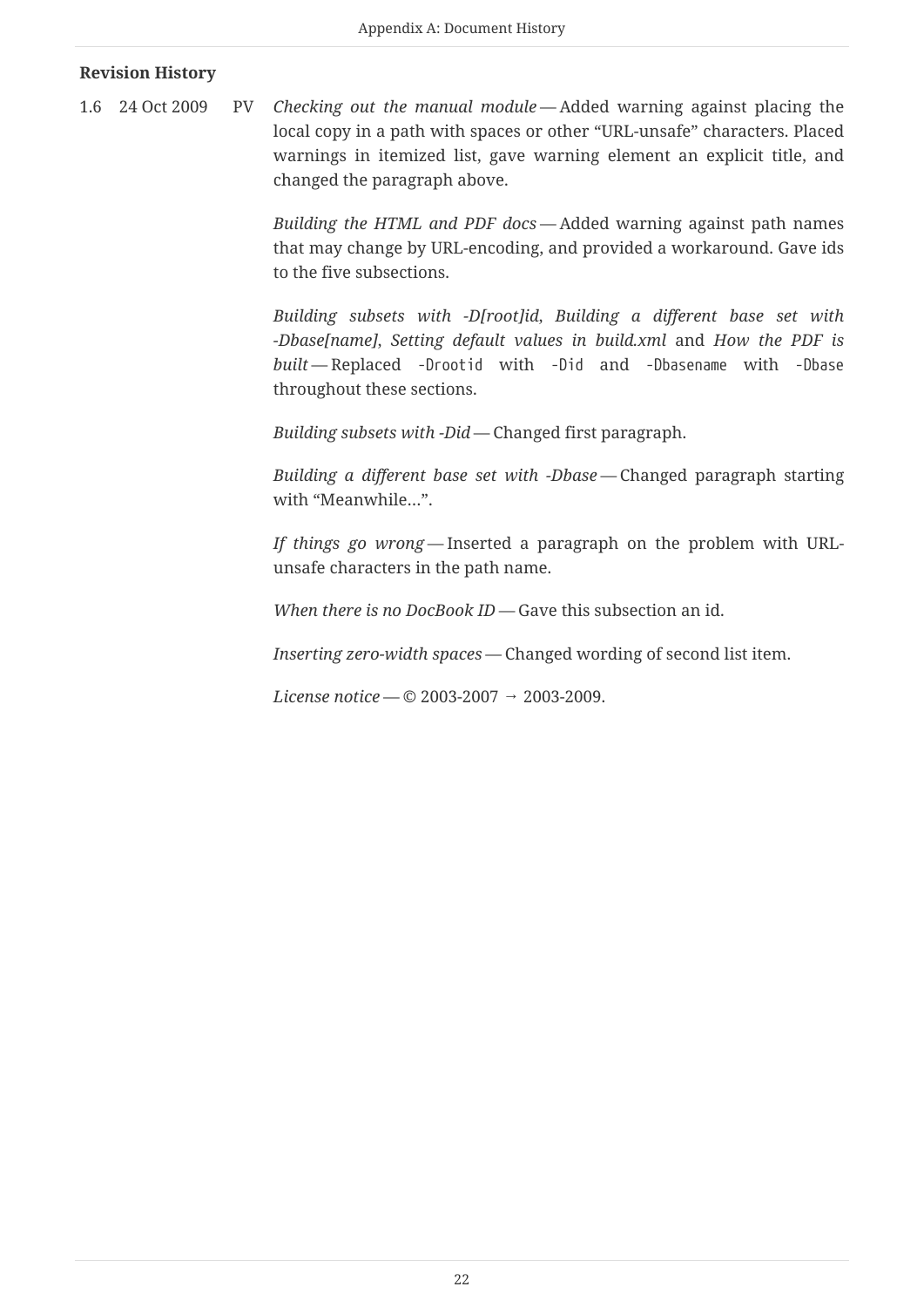**Revision History**

| | | | |
|---|---|---|---|
| 1.6 | 24 Oct 2009 | PV | *Checking out the manual module* — Added warning against placing the local copy in a path with spaces or other “URL-unsafe” characters. Placed warnings in itemized list, gave warning element an explicit title, and changed the paragraph above. |
| | | | *Building the HTML and PDF docs* — Added warning against path names that may change by URL-encoding, and provided a workaround. Gave ids to the five subsections. |
| | | | *Building subsets with -D[root]id*, *Building a different base set with -Dbase[name]*, *Setting default values in build.xml* and *How the PDF is built* — Replaced `-Drootid` with `-Did` and `-Dbasename` with `-Dbase` throughout these sections. |
| | | | *Building subsets with -Did* — Changed first paragraph. |
| | | | *Building a different base set with -Dbase* — Changed paragraph starting with “Meanwhile…”. |
| | | | *If things go wrong* — Inserted a paragraph on the problem with URL-unsafe characters in the path name. |
| | | | *When there is no DocBook ID* — Gave this subsection an id. |
| | | | *Inserting zero-width spaces* — Changed wording of second list item. |
| | | | *License notice* — © 2003-2007 → 2003-2009. |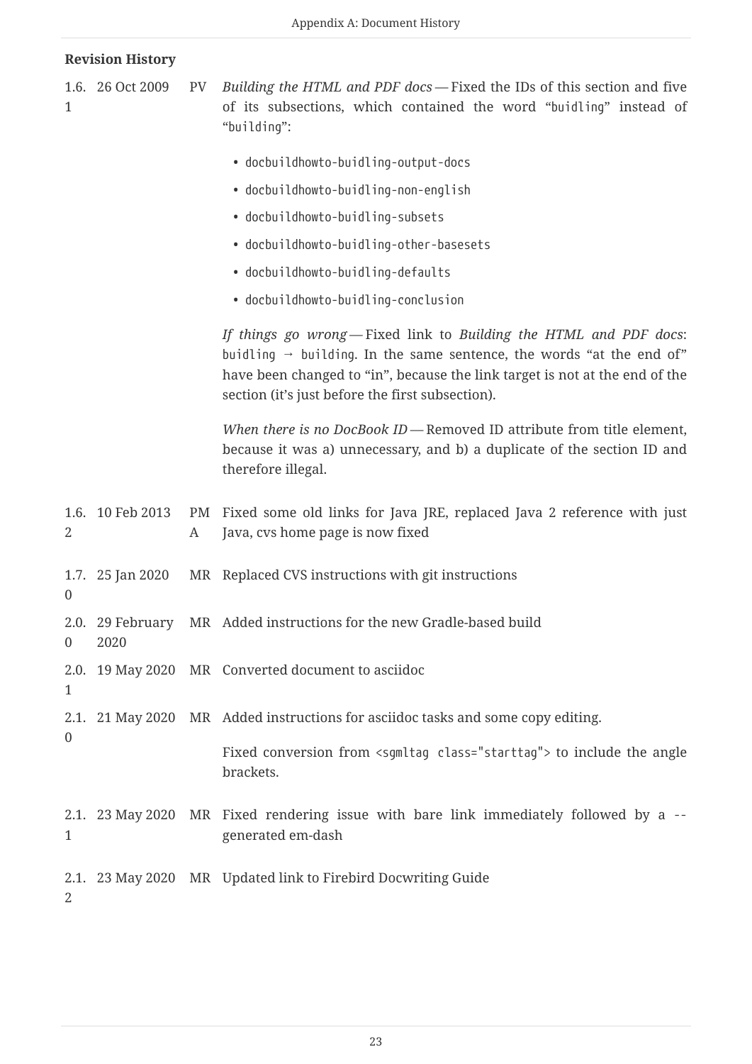**Revision History**

| | | | |
|---|---|---|---|
| 1.6.1 | 26 Oct 2009 | PV | *Building the HTML and PDF docs* — Fixed the IDs of this section and five of its subsections, which contained the word "`buidling`" instead of "`building`":<br><br>• `docbuildhowto-buidling-output-docs`<br>• `docbuildhowto-buidling-non-english`<br>• `docbuildhowto-buidling-subsets`<br>• `docbuildhowto-buidling-other-basesets`<br>• `docbuildhowto-buidling-defaults`<br>• `docbuildhowto-buidling-conclusion`<br><br>*If things go wrong* — Fixed link to *Building the HTML and PDF docs*: `buidling` → `building`. In the same sentence, the words "at the end of" have been changed to "in", because the link target is not at the end of the section (it's just before the first subsection).<br><br>*When there is no DocBook ID* — Removed ID attribute from title element, because it was a) unnecessary, and b) a duplicate of the section ID and therefore illegal. |
| 1.6.2 | 10 Feb 2013 | PMA | Fixed some old links for Java JRE, replaced Java 2 reference with just Java, cvs home page is now fixed |
| 1.7.0 | 25 Jan 2020 | MR | Replaced CVS instructions with git instructions |
| 2.0.0 | 29 February 2020 | MR | Added instructions for the new Gradle-based build |
| 2.0.1 | 19 May 2020 | MR | Converted document to asciidoc |
| 2.1.0 | 21 May 2020 | MR | Added instructions for asciidoc tasks and some copy editing.<br><br>Fixed conversion from `<sgmltag class="starttag">` to include the angle brackets. |
| 2.1.1 | 23 May 2020 | MR | Fixed rendering issue with bare link immediately followed by a `--` generated em-dash |
| 2.1.2 | 23 May 2020 | MR | Updated link to Firebird Docwriting Guide |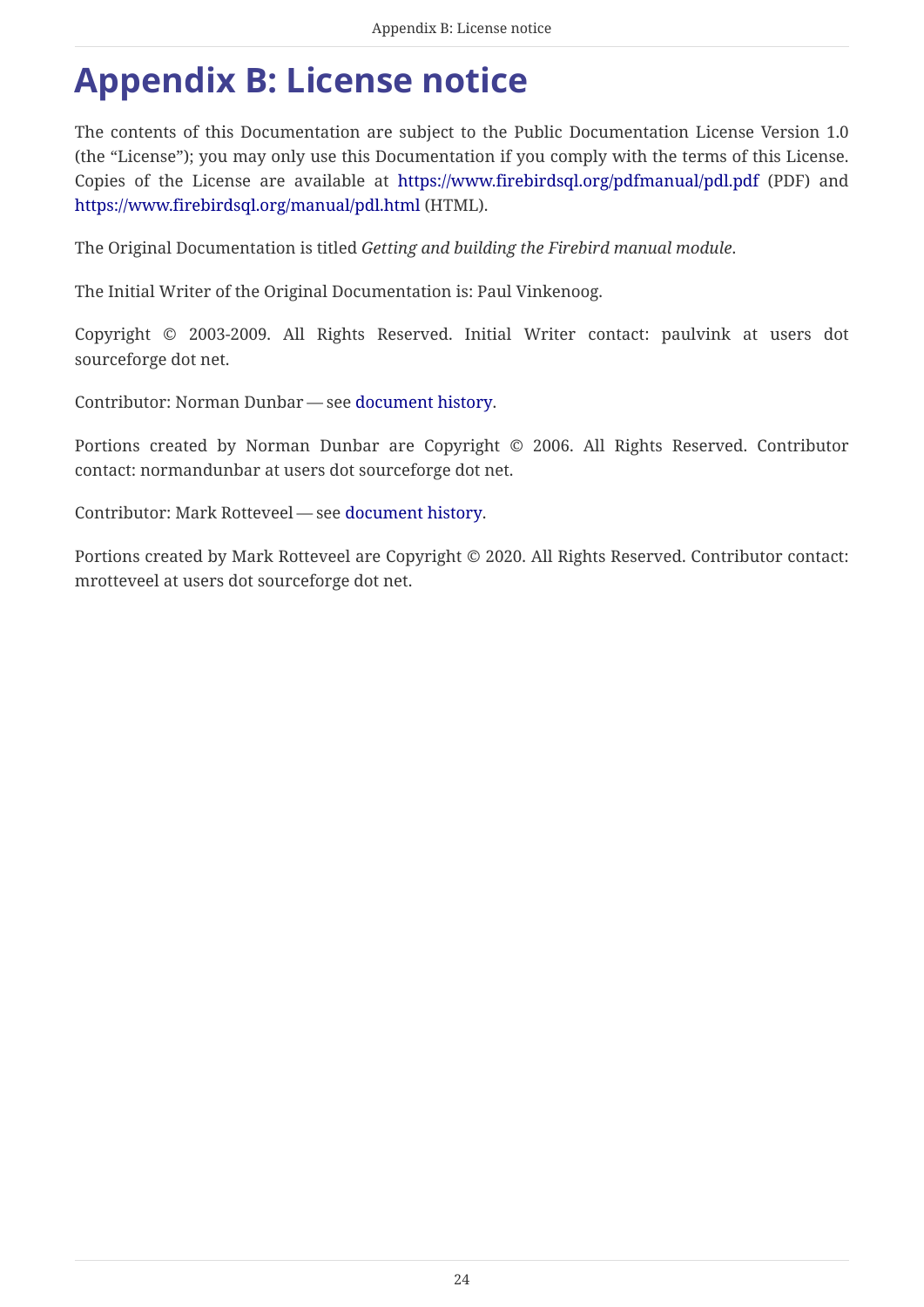# Appendix B: License notice

The contents of this Documentation are subject to the Public Documentation License Version 1.0 (the “License”); you may only use this Documentation if you comply with the terms of this License. Copies of the License are available at https://www.firebirdsql.org/pdfmanual/pdl.pdf (PDF) and https://www.firebirdsql.org/manual/pdl.html (HTML).

The Original Documentation is titled *Getting and building the Firebird manual module*.

The Initial Writer of the Original Documentation is: Paul Vinkenoog.

Copyright © 2003-2009. All Rights Reserved. Initial Writer contact: paulvink at users dot sourceforge dot net.

Contributor: Norman Dunbar — see document history.

Portions created by Norman Dunbar are Copyright © 2006. All Rights Reserved. Contributor contact: normandunbar at users dot sourceforge dot net.

Contributor: Mark Rotteveel — see document history.

Portions created by Mark Rotteveel are Copyright © 2020. All Rights Reserved. Contributor contact: mrotteveel at users dot sourceforge dot net.